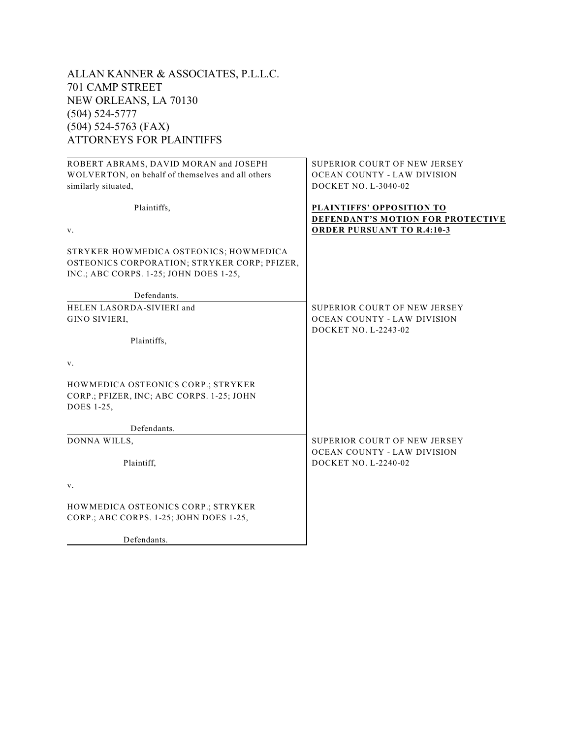ALLAN KANNER & ASSOCIATES, P.L.L.C.
701 CAMP STREET
NEW ORLEANS, LA 70130
(504) 524-5777
(504) 524-5763 (FAX)
ATTORNEYS FOR PLAINTIFFS

| | |
|---|---|
| ROBERT ABRAMS, DAVID MORAN and JOSEPH WOLVERTON, on behalf of themselves and all others similarly situated,<br><br>Plaintiffs,<br><br>v.<br><br>STRYKER HOWMEDICA OSTEONICS; HOWMEDICA OSTEONICS CORPORATION; STRYKER CORP; PFIZER, INC.; ABC CORPS. 1-25; JOHN DOES 1-25,<br><br>Defendants. | SUPERIOR COURT OF NEW JERSEY<br>OCEAN COUNTY - LAW DIVISION<br>DOCKET NO. L-3040-02<br><br>**PLAINTIFFS' OPPOSITION TO DEFENDANT'S MOTION FOR PROTECTIVE ORDER PURSUANT TO R.4:10-3** |
| HELEN LASORDA-SIVIERI and GINO SIVIERI,<br><br>Plaintiffs,<br><br>v.<br><br>HOWMEDICA OSTEONICS CORP.; STRYKER CORP.; PFIZER, INC; ABC CORPS. 1-25; JOHN DOES 1-25,<br><br>Defendants. | SUPERIOR COURT OF NEW JERSEY<br>OCEAN COUNTY - LAW DIVISION<br>DOCKET NO. L-2243-02 |
| DONNA WILLS,<br><br>Plaintiff,<br><br>v.<br><br>HOWMEDICA OSTEONICS CORP.; STRYKER CORP.; ABC CORPS. 1-25; JOHN DOES 1-25,<br><br>Defendants. | SUPERIOR COURT OF NEW JERSEY<br>OCEAN COUNTY - LAW DIVISION<br>DOCKET NO. L-2240-02 |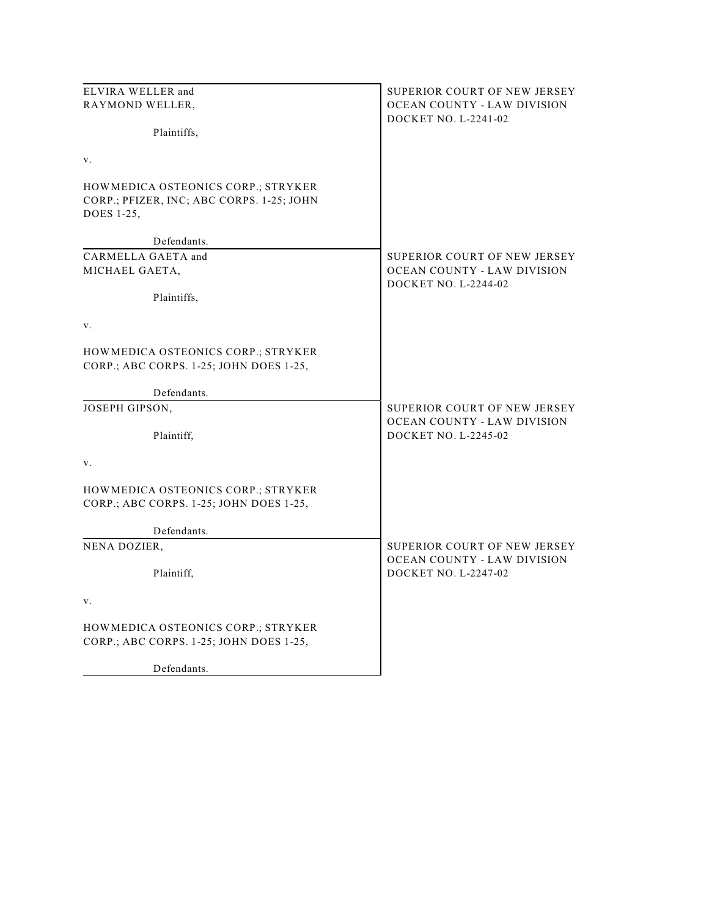| | |
|---|---|
| ELVIRA WELLER and<br>RAYMOND WELLER,<br><br>Plaintiffs,<br><br>v.<br><br>HOWMEDICA OSTEONICS CORP.; STRYKER CORP.; PFIZER, INC; ABC CORPS. 1-25; JOHN DOES 1-25,<br><br>Defendants. | SUPERIOR COURT OF NEW JERSEY<br>OCEAN COUNTY - LAW DIVISION<br>DOCKET NO. L-2241-02 |
| CARMELLA GAETA and<br>MICHAEL GAETA,<br><br>Plaintiffs,<br><br>v.<br><br>HOWMEDICA OSTEONICS CORP.; STRYKER CORP.; ABC CORPS. 1-25; JOHN DOES 1-25,<br><br>Defendants. | SUPERIOR COURT OF NEW JERSEY<br>OCEAN COUNTY - LAW DIVISION<br>DOCKET NO. L-2244-02 |
| JOSEPH GIPSON,<br><br>Plaintiff,<br><br>v.<br><br>HOWMEDICA OSTEONICS CORP.; STRYKER CORP.; ABC CORPS. 1-25; JOHN DOES 1-25,<br><br>Defendants. | SUPERIOR COURT OF NEW JERSEY<br>OCEAN COUNTY - LAW DIVISION<br>DOCKET NO. L-2245-02 |
| NENA DOZIER,<br><br>Plaintiff,<br><br>v.<br><br>HOWMEDICA OSTEONICS CORP.; STRYKER CORP.; ABC CORPS. 1-25; JOHN DOES 1-25,<br><br>Defendants. | SUPERIOR COURT OF NEW JERSEY<br>OCEAN COUNTY - LAW DIVISION<br>DOCKET NO. L-2247-02 |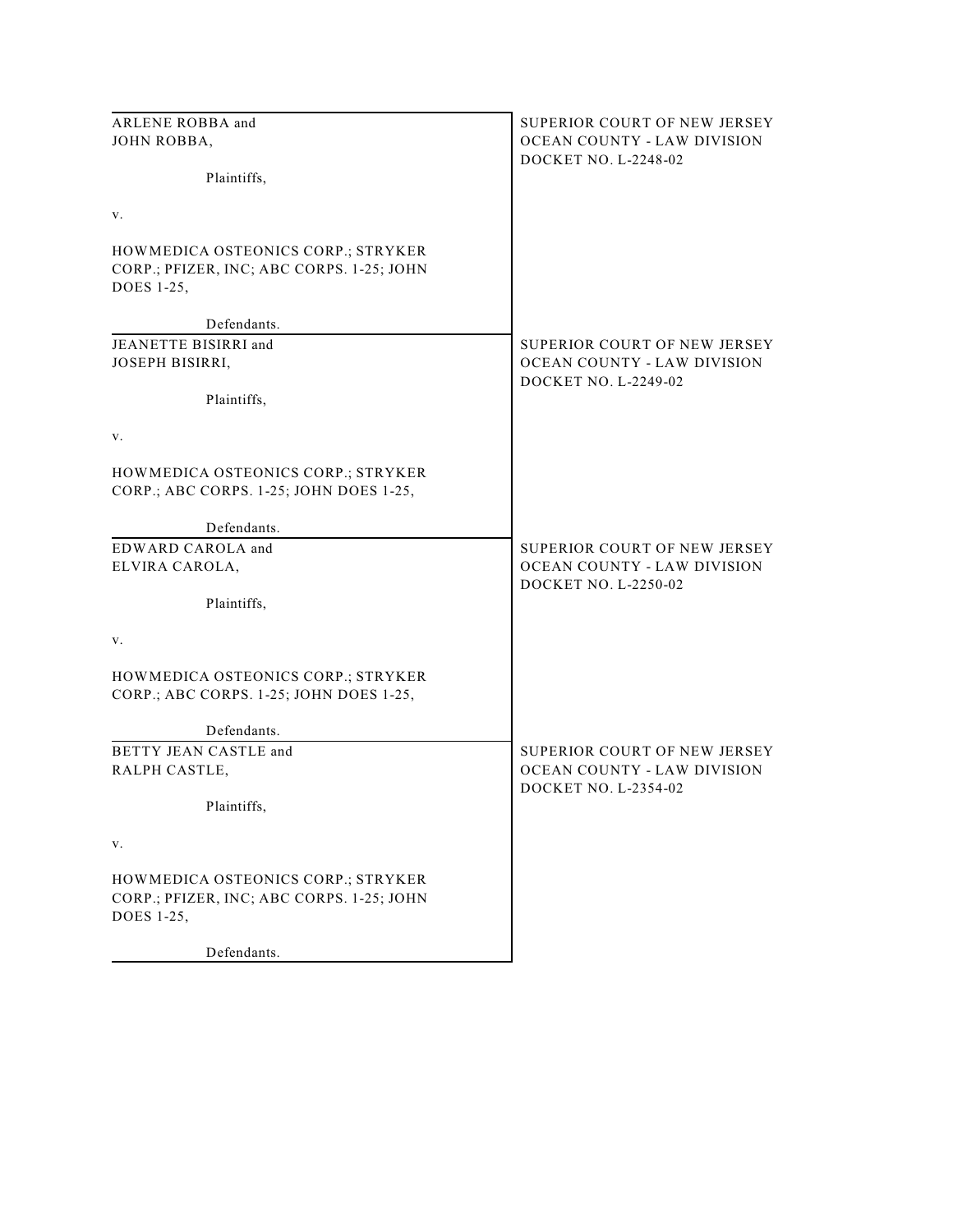| | |
|---|---|
| ARLENE ROBBA and<br>JOHN ROBBA,<br><br>Plaintiffs,<br><br>v.<br><br>HOWMEDICA OSTEONICS CORP.; STRYKER CORP.; PFIZER, INC; ABC CORPS. 1-25; JOHN DOES 1-25,<br><br>Defendants. | SUPERIOR COURT OF NEW JERSEY<br>OCEAN COUNTY - LAW DIVISION<br>DOCKET NO. L-2248-02 |
| JEANETTE BISIRRI and<br>JOSEPH BISIRRI,<br><br>Plaintiffs,<br><br>v.<br><br>HOWMEDICA OSTEONICS CORP.; STRYKER CORP.; ABC CORPS. 1-25; JOHN DOES 1-25,<br><br>Defendants. | SUPERIOR COURT OF NEW JERSEY<br>OCEAN COUNTY - LAW DIVISION<br>DOCKET NO. L-2249-02 |
| EDWARD CAROLA and<br>ELVIRA CAROLA,<br><br>Plaintiffs,<br><br>v.<br><br>HOWMEDICA OSTEONICS CORP.; STRYKER CORP.; ABC CORPS. 1-25; JOHN DOES 1-25,<br><br>Defendants. | SUPERIOR COURT OF NEW JERSEY<br>OCEAN COUNTY - LAW DIVISION<br>DOCKET NO. L-2250-02 |
| BETTY JEAN CASTLE and<br>RALPH CASTLE,<br><br>Plaintiffs,<br><br>v.<br><br>HOWMEDICA OSTEONICS CORP.; STRYKER CORP.; PFIZER, INC; ABC CORPS. 1-25; JOHN DOES 1-25,<br><br>Defendants. | SUPERIOR COURT OF NEW JERSEY<br>OCEAN COUNTY - LAW DIVISION<br>DOCKET NO. L-2354-02 |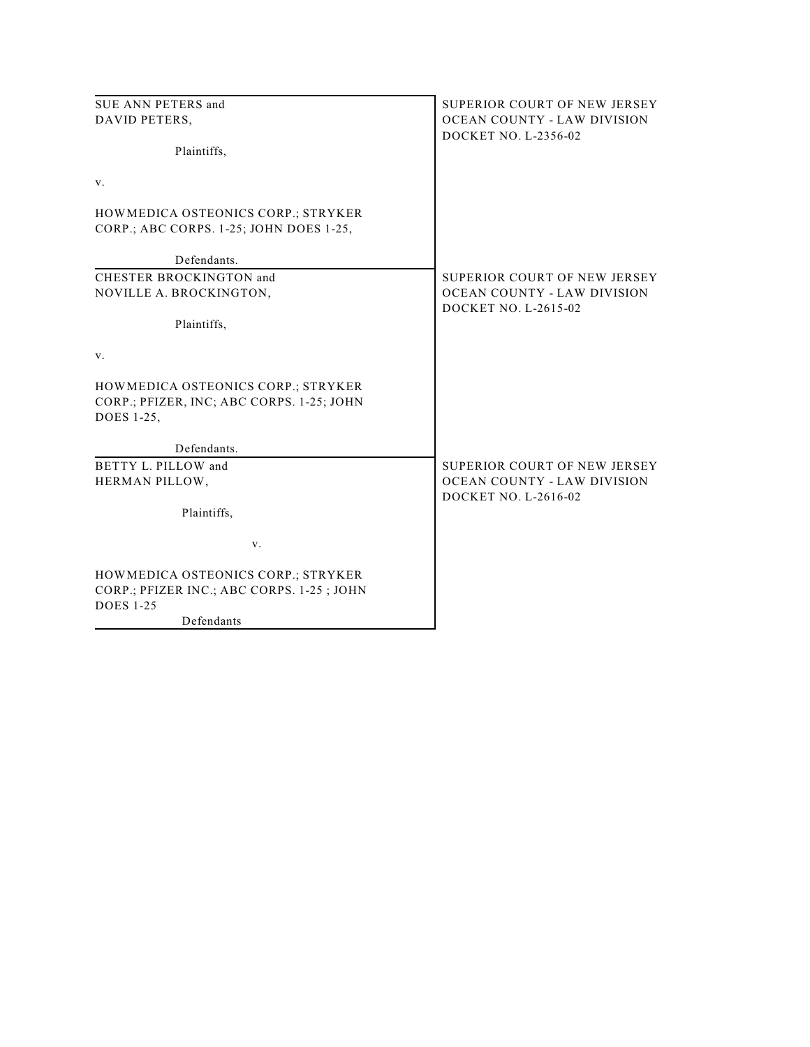| | |
|---|---|
| SUE ANN PETERS and<br>DAVID PETERS,<br><br>Plaintiffs,<br><br>v.<br><br>HOWMEDICA OSTEONICS CORP.; STRYKER CORP.; ABC CORPS. 1-25; JOHN DOES 1-25,<br><br>Defendants. | SUPERIOR COURT OF NEW JERSEY<br>OCEAN COUNTY - LAW DIVISION<br>DOCKET NO. L-2356-02 |
| CHESTER BROCKINGTON and<br>NOVILLE A. BROCKINGTON,<br><br>Plaintiffs,<br><br>v.<br><br>HOWMEDICA OSTEONICS CORP.; STRYKER CORP.; PFIZER, INC; ABC CORPS. 1-25; JOHN DOES 1-25,<br><br>Defendants. | SUPERIOR COURT OF NEW JERSEY<br>OCEAN COUNTY - LAW DIVISION<br>DOCKET NO. L-2615-02 |
| BETTY L. PILLOW and<br>HERMAN PILLOW,<br><br>Plaintiffs,<br><br>v.<br><br>HOWMEDICA OSTEONICS CORP.; STRYKER CORP.; PFIZER INC.; ABC CORPS. 1-25 ; JOHN DOES 1-25<br><br>Defendants | SUPERIOR COURT OF NEW JERSEY<br>OCEAN COUNTY - LAW DIVISION<br>DOCKET NO. L-2616-02 |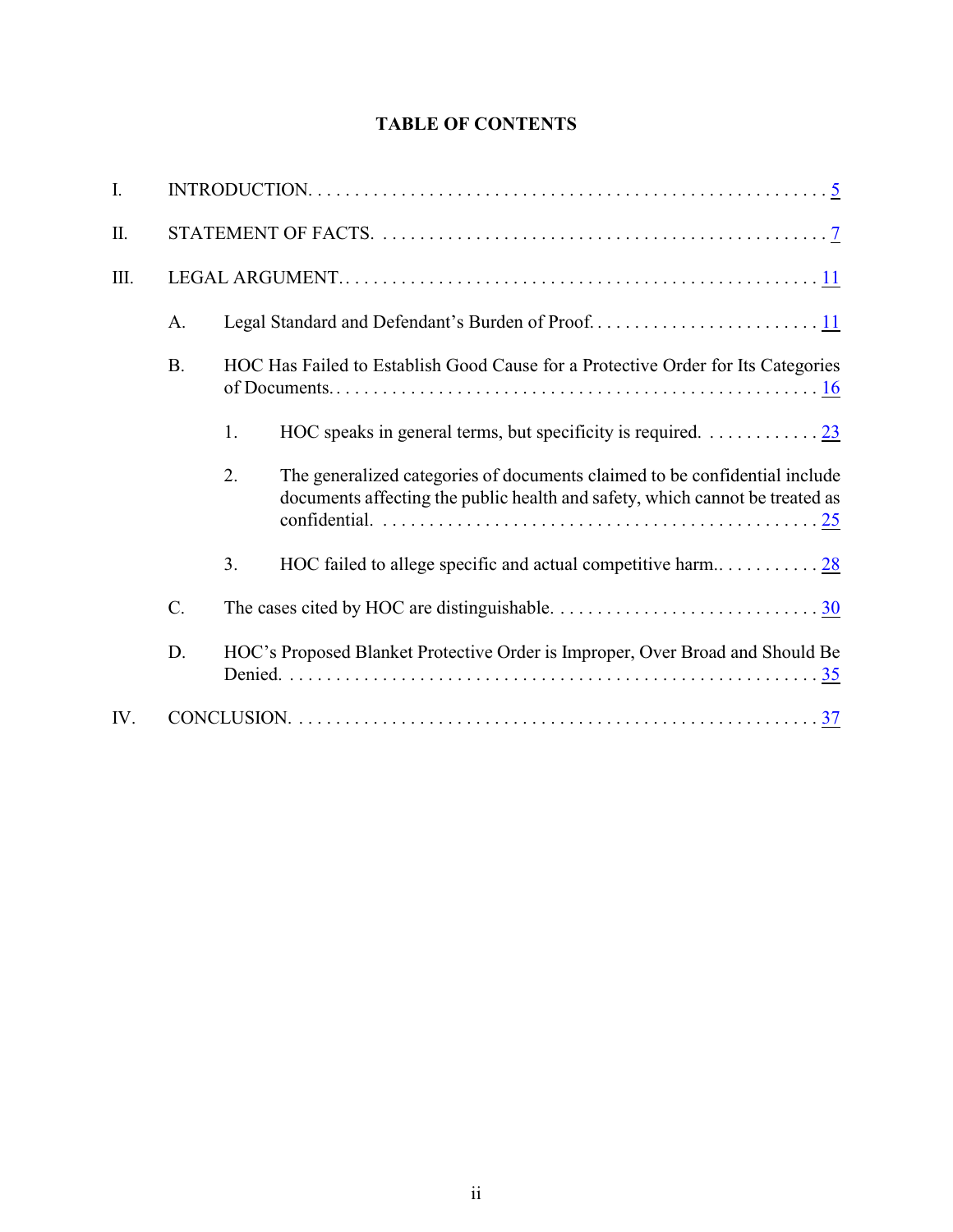# TABLE OF CONTENTS

I. INTRODUCTION. . . . . . . . . . . . . . . . . . . . . . . . . . . . . . . . . . . . . . . . . . . . . . . . . . . . . . . . . 5

II. STATEMENT OF FACTS. . . . . . . . . . . . . . . . . . . . . . . . . . . . . . . . . . . . . . . . . . . . . . . . . 7

III. LEGAL ARGUMENT.. . . . . . . . . . . . . . . . . . . . . . . . . . . . . . . . . . . . . . . . . . . . . . . . . . . . 11

  A. Legal Standard and Defendant's Burden of Proof. . . . . . . . . . . . . . . . . . . . . . . . . 11

  B. HOC Has Failed to Establish Good Cause for a Protective Order for Its Categories of Documents.. . . . . . . . . . . . . . . . . . . . . . . . . . . . . . . . . . . . . . . . . . . . . . . . . . . . 16

    1. HOC speaks in general terms, but specificity is required. . . . . . . . . . . . . 23

    2. The generalized categories of documents claimed to be confidential include documents affecting the public health and safety, which cannot be treated as confidential. . . . . . . . . . . . . . . . . . . . . . . . . . . . . . . . . . . . . . . . . . . . . . . . 25

    3. HOC failed to allege specific and actual competitive harm.. . . . . . . . . . . . 28

  C. The cases cited by HOC are distinguishable. . . . . . . . . . . . . . . . . . . . . . . . . . . . . 30

  D. HOC's Proposed Blanket Protective Order is Improper, Over Broad and Should Be Denied. . . . . . . . . . . . . . . . . . . . . . . . . . . . . . . . . . . . . . . . . . . . . . . . . . . . . . . . . 35

IV. CONCLUSION. . . . . . . . . . . . . . . . . . . . . . . . . . . . . . . . . . . . . . . . . . . . . . . . . . . . . . . . 37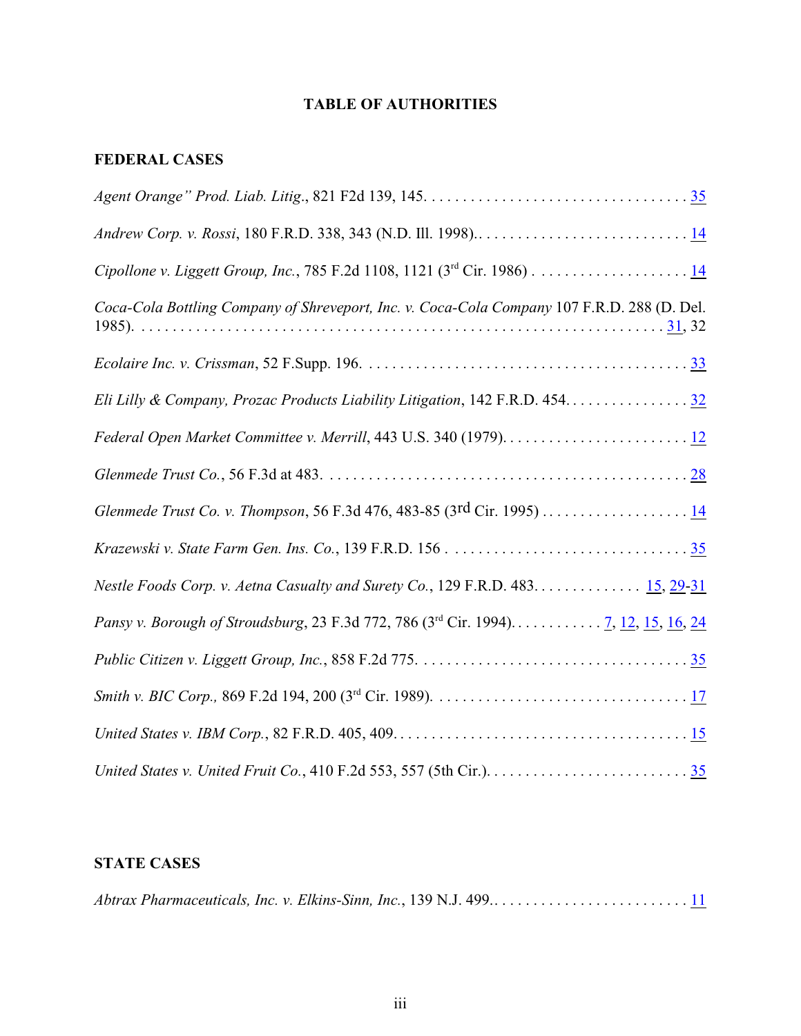## TABLE OF AUTHORITIES

### FEDERAL CASES

*Agent Orange" Prod. Liab. Litig.*, 821 F2d 139, 145. . . . . . . . . . . . . . . . . . . . . . . . . . . . . . . . . . 35

*Andrew Corp. v. Rossi*, 180 F.R.D. 338, 343 (N.D. Ill. 1998).. . . . . . . . . . . . . . . . . . . . . . . . . . . 14

*Cipollone v. Liggett Group, Inc.*, 785 F.2d 1108, 1121 (3rd Cir. 1986) . . . . . . . . . . . . . . . . . . . . 14

*Coca-Cola Bottling Company of Shreveport, Inc. v. Coca-Cola Company* 107 F.R.D. 288 (D. Del. 1985). . . . . . . . . . . . . . . . . . . . . . . . . . . . . . . . . . . . . . . . . . . . . . . . . . . . . . . . . . . . . . . 31, 32

*Ecolaire Inc. v. Crissman*, 52 F.Supp. 196. . . . . . . . . . . . . . . . . . . . . . . . . . . . . . . . . . . . . . . . . . 33

*Eli Lilly & Company, Prozac Products Liability Litigation*, 142 F.R.D. 454. . . . . . . . . . . . . . . . 32

*Federal Open Market Committee v. Merrill*, 443 U.S. 340 (1979). . . . . . . . . . . . . . . . . . . . . . . . 12

*Glenmede Trust Co.*, 56 F.3d at 483. . . . . . . . . . . . . . . . . . . . . . . . . . . . . . . . . . . . . . . . . . . . . . . 28

*Glenmede Trust Co. v. Thompson*, 56 F.3d 476, 483-85 (3rd Cir. 1995) . . . . . . . . . . . . . . . . . . . 14

*Krazewski v. State Farm Gen. Ins. Co.*, 139 F.R.D. 156 . . . . . . . . . . . . . . . . . . . . . . . . . . . . . . . 35

*Nestle Foods Corp. v. Aetna Casualty and Surety Co.*, 129 F.R.D. 483. . . . . . . . . . . . . . 15, 29-31

*Pansy v. Borough of Stroudsburg*, 23 F.3d 772, 786 (3rd Cir. 1994). . . . . . . . . . . . 7, 12, 15, 16, 24

*Public Citizen v. Liggett Group, Inc.*, 858 F.2d 775. . . . . . . . . . . . . . . . . . . . . . . . . . . . . . . . . . . 35

*Smith v. BIC Corp.,* 869 F.2d 194, 200 (3rd Cir. 1989). . . . . . . . . . . . . . . . . . . . . . . . . . . . . . . . . 17

*United States v. IBM Corp.*, 82 F.R.D. 405, 409. . . . . . . . . . . . . . . . . . . . . . . . . . . . . . . . . . . . . . 15

*United States v. United Fruit Co.*, 410 F.2d 553, 557 (5th Cir.). . . . . . . . . . . . . . . . . . . . . . . . . . 35

### STATE CASES

*Abtrax Pharmaceuticals, Inc. v. Elkins-Sinn, Inc.*, 139 N.J. 499.. . . . . . . . . . . . . . . . . . . . . . . . . . 11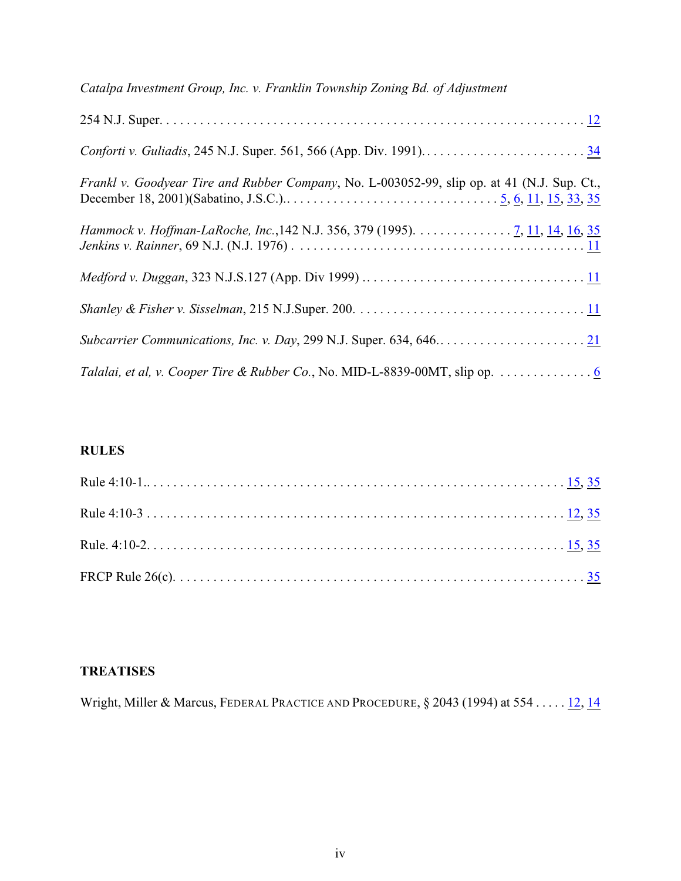*Catalpa Investment Group, Inc. v. Franklin Township Zoning Bd. of Adjustment*

254 N.J. Super. . . . . . . . . . . . . . . . . . . . . . . . . . . . . . . . . . . . . . . . . . . . . . . . . . . . . . . . . . . . . . . . . 12

*Conforti v. Guliadis*, 245 N.J. Super. 561, 566 (App. Div. 1991). . . . . . . . . . . . . . . . . . . . . . . . . 34

*Frankl v. Goodyear Tire and Rubber Company*, No. L-003052-99, slip op. at 41 (N.J. Sup. Ct., December 18, 2001)(Sabatino, J.S.C.). . . . . . . . . . . . . . . . . . . . . . . . . . . . . . . . . 5, 6, 11, 15, 33, 35

*Hammock v. Hoffman-LaRoche, Inc.*,142 N.J. 356, 379 (1995). . . . . . . . . . . . . . . 7, 11, 14, 16, 35

*Jenkins v. Rainner*, 69 N.J. (N.J. 1976) . . . . . . . . . . . . . . . . . . . . . . . . . . . . . . . . . . . . . . . . . . . 11

*Medford v. Duggan*, 323 N.J.S.127 (App. Div 1999) . . . . . . . . . . . . . . . . . . . . . . . . . . . . . . . . . . 11

*Shanley & Fisher v. Sisselman*, 215 N.J.Super. 200. . . . . . . . . . . . . . . . . . . . . . . . . . . . . . . . . . . 11

*Subcarrier Communications, Inc. v. Day*, 299 N.J. Super. 634, 646. . . . . . . . . . . . . . . . . . . . . . . 21

*Talalai, et al, v. Cooper Tire & Rubber Co.*, No. MID-L-8839-00MT, slip op. . . . . . . . . . . . . . . 6

## RULES

Rule 4:10-1. . . . . . . . . . . . . . . . . . . . . . . . . . . . . . . . . . . . . . . . . . . . . . . . . . . . . . . . . . . . . . 15, 35

Rule 4:10-3 . . . . . . . . . . . . . . . . . . . . . . . . . . . . . . . . . . . . . . . . . . . . . . . . . . . . . . . . . . . . . . 12, 35

Rule. 4:10-2. . . . . . . . . . . . . . . . . . . . . . . . . . . . . . . . . . . . . . . . . . . . . . . . . . . . . . . . . . . . . . 15, 35

FRCP Rule 26(c). . . . . . . . . . . . . . . . . . . . . . . . . . . . . . . . . . . . . . . . . . . . . . . . . . . . . . . . . . . . . 35

## TREATISES

Wright, Miller & Marcus, FEDERAL PRACTICE AND PROCEDURE, § 2043 (1994) at 554 . . . . . 12, 14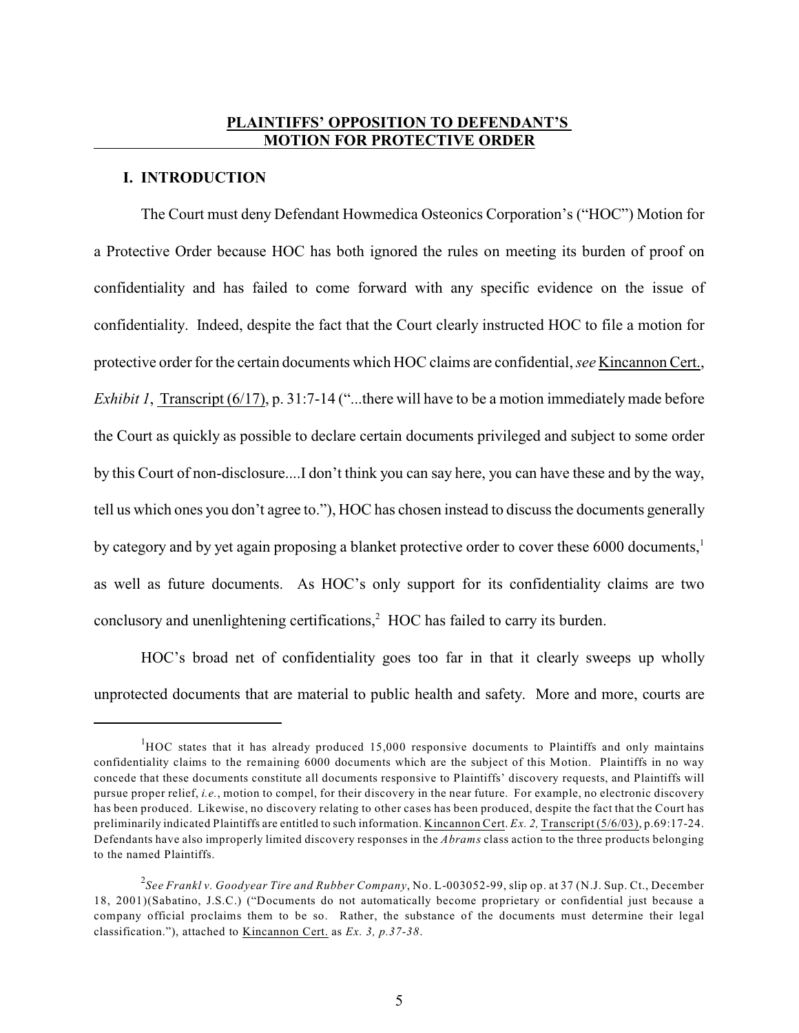## PLAINTIFFS' OPPOSITION TO DEFENDANT'S MOTION FOR PROTECTIVE ORDER

### I. INTRODUCTION

The Court must deny Defendant Howmedica Osteonics Corporation's ("HOC") Motion for a Protective Order because HOC has both ignored the rules on meeting its burden of proof on confidentiality and has failed to come forward with any specific evidence on the issue of confidentiality. Indeed, despite the fact that the Court clearly instructed HOC to file a motion for protective order for the certain documents which HOC claims are confidential, *see* Kincannon Cert., *Exhibit 1*, Transcript (6/17), p. 31:7-14 ("...there will have to be a motion immediately made before the Court as quickly as possible to declare certain documents privileged and subject to some order by this Court of non-disclosure....I don't think you can say here, you can have these and by the way, tell us which ones you don't agree to."), HOC has chosen instead to discuss the documents generally by category and by yet again proposing a blanket protective order to cover these 6000 documents,[1] as well as future documents. As HOC's only support for its confidentiality claims are two conclusory and unenlightening certifications,[2] HOC has failed to carry its burden.

HOC's broad net of confidentiality goes too far in that it clearly sweeps up wholly unprotected documents that are material to public health and safety. More and more, courts are

---

[1] HOC states that it has already produced 15,000 responsive documents to Plaintiffs and only maintains confidentiality claims to the remaining 6000 documents which are the subject of this Motion. Plaintiffs in no way concede that these documents constitute all documents responsive to Plaintiffs' discovery requests, and Plaintiffs will pursue proper relief, *i.e.*, motion to compel, for their discovery in the near future. For example, no electronic discovery has been produced. Likewise, no discovery relating to other cases has been produced, despite the fact that the Court has preliminarily indicated Plaintiffs are entitled to such information. Kincannon Cert. *Ex. 2,* Transcript (5/6/03), p.69:17-24. Defendants have also improperly limited discovery responses in the *Abrams* class action to the three products belonging to the named Plaintiffs.

[2] *See Frankl v. Goodyear Tire and Rubber Company*, No. L-003052-99, slip op. at 37 (N.J. Sup. Ct., December 18, 2001)(Sabatino, J.S.C.) ("Documents do not automatically become proprietary or confidential just because a company official proclaims them to be so. Rather, the substance of the documents must determine their legal classification."), attached to Kincannon Cert. as *Ex. 3, p.37-38*.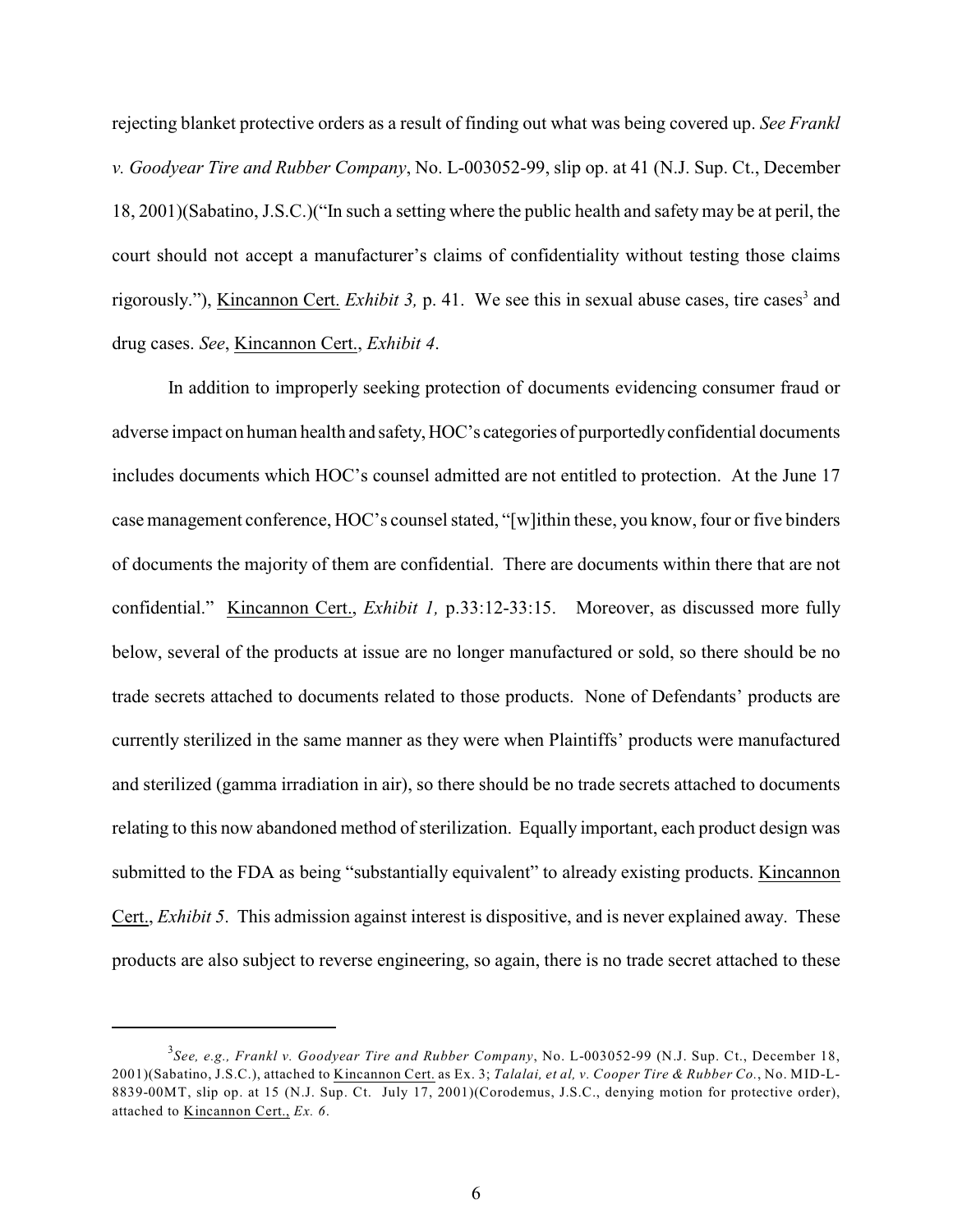rejecting blanket protective orders as a result of finding out what was being covered up. *See Frankl v. Goodyear Tire and Rubber Company*, No. L-003052-99, slip op. at 41 (N.J. Sup. Ct., December 18, 2001)(Sabatino, J.S.C.)("In such a setting where the public health and safety may be at peril, the court should not accept a manufacturer's claims of confidentiality without testing those claims rigorously."), Kincannon Cert. *Exhibit 3,* p. 41. We see this in sexual abuse cases, tire cases[3] and drug cases. *See*, Kincannon Cert., *Exhibit 4*.

In addition to improperly seeking protection of documents evidencing consumer fraud or adverse impact on human health and safety, HOC's categories of purportedly confidential documents includes documents which HOC's counsel admitted are not entitled to protection. At the June 17 case management conference, HOC's counsel stated, "[w]ithin these, you know, four or five binders of documents the majority of them are confidential. There are documents within there that are not confidential." Kincannon Cert., *Exhibit 1,* p.33:12-33:15. Moreover, as discussed more fully below, several of the products at issue are no longer manufactured or sold, so there should be no trade secrets attached to documents related to those products. None of Defendants' products are currently sterilized in the same manner as they were when Plaintiffs' products were manufactured and sterilized (gamma irradiation in air), so there should be no trade secrets attached to documents relating to this now abandoned method of sterilization. Equally important, each product design was submitted to the FDA as being "substantially equivalent" to already existing products. Kincannon Cert., *Exhibit 5*. This admission against interest is dispositive, and is never explained away. These products are also subject to reverse engineering, so again, there is no trade secret attached to these

---

[3] *See, e.g., Frankl v. Goodyear Tire and Rubber Company*, No. L-003052-99 (N.J. Sup. Ct., December 18, 2001)(Sabatino, J.S.C.), attached to Kincannon Cert. as Ex. 3; *Talalai, et al, v. Cooper Tire & Rubber Co.*, No. MID-L-8839-00MT, slip op. at 15 (N.J. Sup. Ct. July 17, 2001)(Corodemus, J.S.C., denying motion for protective order), attached to Kincannon Cert., *Ex. 6*.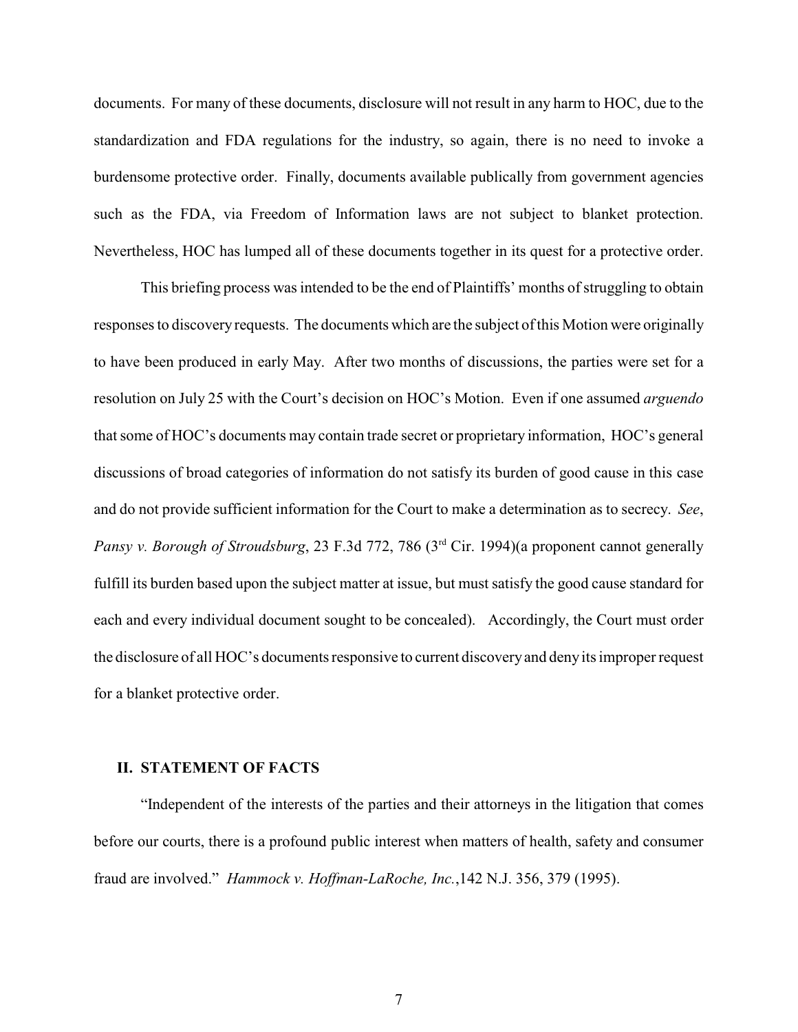documents. For many of these documents, disclosure will not result in any harm to HOC, due to the standardization and FDA regulations for the industry, so again, there is no need to invoke a burdensome protective order. Finally, documents available publically from government agencies such as the FDA, via Freedom of Information laws are not subject to blanket protection. Nevertheless, HOC has lumped all of these documents together in its quest for a protective order.

This briefing process was intended to be the end of Plaintiffs' months of struggling to obtain responses to discovery requests. The documents which are the subject of this Motion were originally to have been produced in early May. After two months of discussions, the parties were set for a resolution on July 25 with the Court's decision on HOC's Motion. Even if one assumed *arguendo* that some of HOC's documents may contain trade secret or proprietary information, HOC's general discussions of broad categories of information do not satisfy its burden of good cause in this case and do not provide sufficient information for the Court to make a determination as to secrecy. *See*, *Pansy v. Borough of Stroudsburg*, 23 F.3d 772, 786 (3rd Cir. 1994)(a proponent cannot generally fulfill its burden based upon the subject matter at issue, but must satisfy the good cause standard for each and every individual document sought to be concealed). Accordingly, the Court must order the disclosure of all HOC's documents responsive to current discovery and deny its improper request for a blanket protective order.

## II. STATEMENT OF FACTS

"Independent of the interests of the parties and their attorneys in the litigation that comes before our courts, there is a profound public interest when matters of health, safety and consumer fraud are involved." *Hammock v. Hoffman-LaRoche, Inc.*,142 N.J. 356, 379 (1995).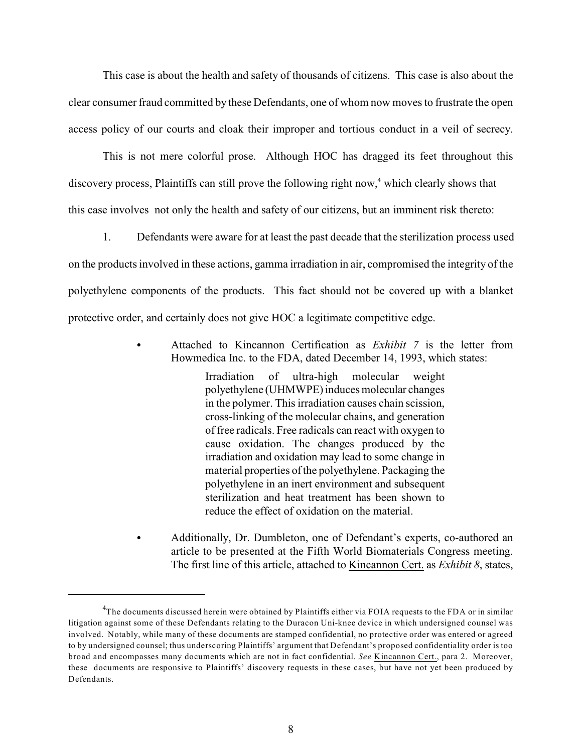This case is about the health and safety of thousands of citizens. This case is also about the clear consumer fraud committed by these Defendants, one of whom now moves to frustrate the open access policy of our courts and cloak their improper and tortious conduct in a veil of secrecy.

This is not mere colorful prose. Although HOC has dragged its feet throughout this discovery process, Plaintiffs can still prove the following right now,[4] which clearly shows that this case involves not only the health and safety of our citizens, but an imminent risk thereto:

1. Defendants were aware for at least the past decade that the sterilization process used on the products involved in these actions, gamma irradiation in air, compromised the integrity of the polyethylene components of the products. This fact should not be covered up with a blanket protective order, and certainly does not give HOC a legitimate competitive edge.

- Attached to Kincannon Certification as *Exhibit 7* is the letter from Howmedica Inc. to the FDA, dated December 14, 1993, which states:

  > Irradiation of ultra-high molecular weight polyethylene (UHMWPE) induces molecular changes in the polymer. This irradiation causes chain scission, cross-linking of the molecular chains, and generation of free radicals. Free radicals can react with oxygen to cause oxidation. The changes produced by the irradiation and oxidation may lead to some change in material properties of the polyethylene. Packaging the polyethylene in an inert environment and subsequent sterilization and heat treatment has been shown to reduce the effect of oxidation on the material.

- Additionally, Dr. Dumbleton, one of Defendant's experts, co-authored an article to be presented at the Fifth World Biomaterials Congress meeting. The first line of this article, attached to Kincannon Cert. as *Exhibit 8*, states,

---

[4] The documents discussed herein were obtained by Plaintiffs either via FOIA requests to the FDA or in similar litigation against some of these Defendants relating to the Duracon Uni-knee device in which undersigned counsel was involved. Notably, while many of these documents are stamped confidential, no protective order was entered or agreed to by undersigned counsel; thus underscoring Plaintiffs' argument that Defendant's proposed confidentiality order is too broad and encompasses many documents which are not in fact confidential. *See* Kincannon Cert., para 2. Moreover, these documents are responsive to Plaintiffs' discovery requests in these cases, but have not yet been produced by Defendants.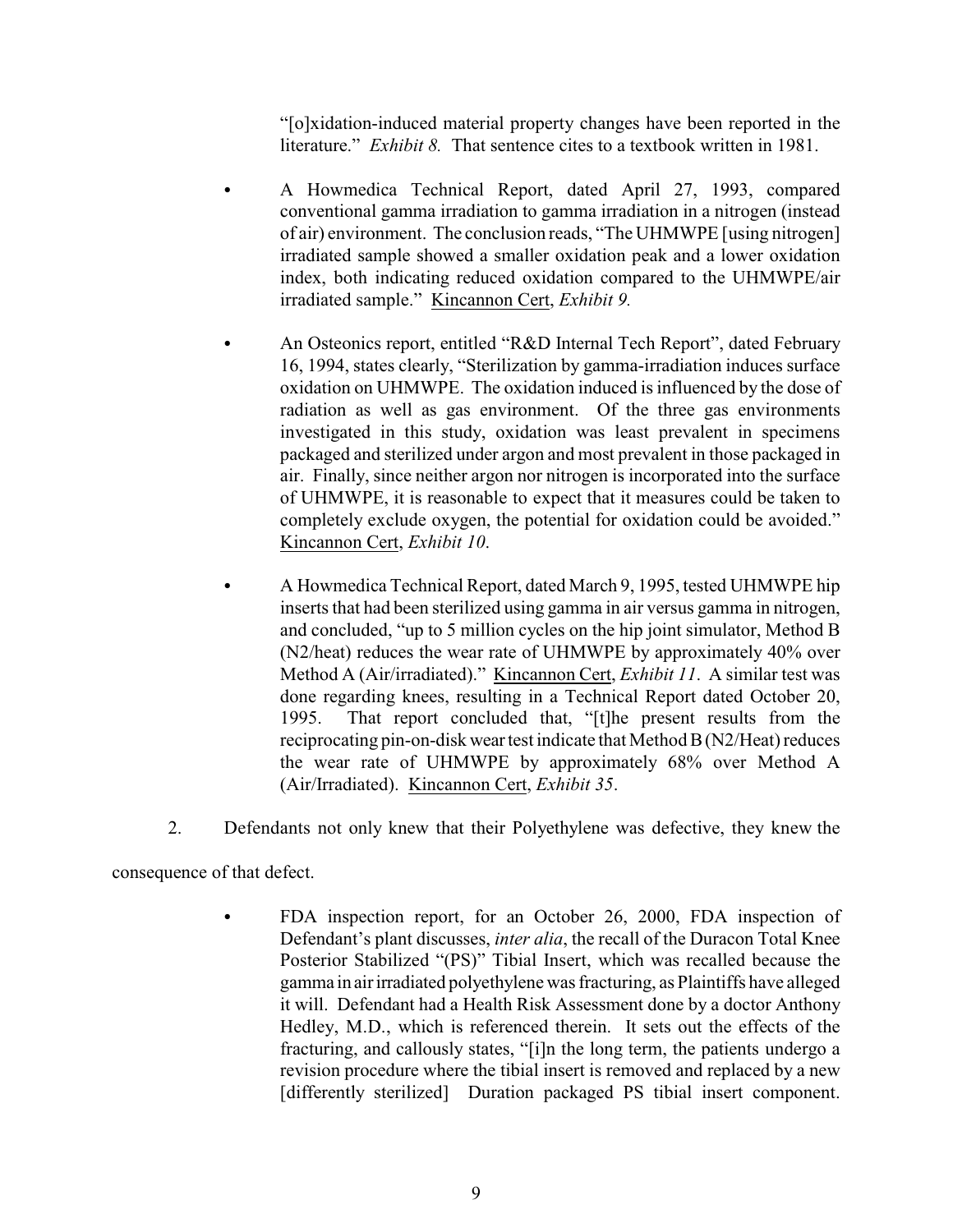"[o]xidation-induced material property changes have been reported in the literature." *Exhibit 8.* That sentence cites to a textbook written in 1981.

- A Howmedica Technical Report, dated April 27, 1993, compared conventional gamma irradiation to gamma irradiation in a nitrogen (instead of air) environment. The conclusion reads, "The UHMWPE [using nitrogen] irradiated sample showed a smaller oxidation peak and a lower oxidation index, both indicating reduced oxidation compared to the UHMWPE/air irradiated sample." Kincannon Cert, *Exhibit 9.*

- An Osteonics report, entitled "R&D Internal Tech Report", dated February 16, 1994, states clearly, "Sterilization by gamma-irradiation induces surface oxidation on UHMWPE. The oxidation induced is influenced by the dose of radiation as well as gas environment. Of the three gas environments investigated in this study, oxidation was least prevalent in specimens packaged and sterilized under argon and most prevalent in those packaged in air. Finally, since neither argon nor nitrogen is incorporated into the surface of UHMWPE, it is reasonable to expect that it measures could be taken to completely exclude oxygen, the potential for oxidation could be avoided." Kincannon Cert, *Exhibit 10*.

- A Howmedica Technical Report, dated March 9, 1995, tested UHMWPE hip inserts that had been sterilized using gamma in air versus gamma in nitrogen, and concluded, "up to 5 million cycles on the hip joint simulator, Method B (N2/heat) reduces the wear rate of UHMWPE by approximately 40% over Method A (Air/irradiated)." Kincannon Cert, *Exhibit 11*. A similar test was done regarding knees, resulting in a Technical Report dated October 20, 1995. That report concluded that, "[t]he present results from the reciprocating pin-on-disk wear test indicate that Method B (N2/Heat) reduces the wear rate of UHMWPE by approximately 68% over Method A (Air/Irradiated). Kincannon Cert, *Exhibit 35*.

2. Defendants not only knew that their Polyethylene was defective, they knew the consequence of that defect.

- FDA inspection report, for an October 26, 2000, FDA inspection of Defendant's plant discusses, *inter alia*, the recall of the Duracon Total Knee Posterior Stabilized "(PS)" Tibial Insert, which was recalled because the gamma in air irradiated polyethylene was fracturing, as Plaintiffs have alleged it will. Defendant had a Health Risk Assessment done by a doctor Anthony Hedley, M.D., which is referenced therein. It sets out the effects of the fracturing, and callously states, "[i]n the long term, the patients undergo a revision procedure where the tibial insert is removed and replaced by a new [differently sterilized] Duration packaged PS tibial insert component.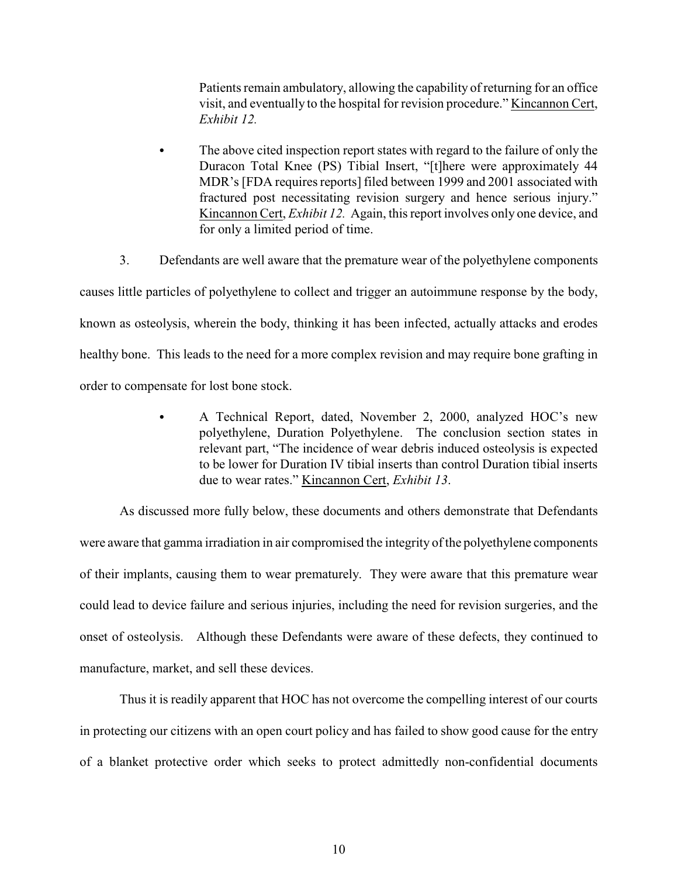Patients remain ambulatory, allowing the capability of returning for an office visit, and eventually to the hospital for revision procedure." Kincannon Cert, *Exhibit 12.*

- The above cited inspection report states with regard to the failure of only the Duracon Total Knee (PS) Tibial Insert, "[t]here were approximately 44 MDR's [FDA requires reports] filed between 1999 and 2001 associated with fractured post necessitating revision surgery and hence serious injury." Kincannon Cert, *Exhibit 12.* Again, this report involves only one device, and for only a limited period of time.

3. Defendants are well aware that the premature wear of the polyethylene components causes little particles of polyethylene to collect and trigger an autoimmune response by the body, known as osteolysis, wherein the body, thinking it has been infected, actually attacks and erodes healthy bone. This leads to the need for a more complex revision and may require bone grafting in order to compensate for lost bone stock.

- A Technical Report, dated, November 2, 2000, analyzed HOC's new polyethylene, Duration Polyethylene. The conclusion section states in relevant part, "The incidence of wear debris induced osteolysis is expected to be lower for Duration IV tibial inserts than control Duration tibial inserts due to wear rates." Kincannon Cert, *Exhibit 13*.

As discussed more fully below, these documents and others demonstrate that Defendants were aware that gamma irradiation in air compromised the integrity of the polyethylene components of their implants, causing them to wear prematurely. They were aware that this premature wear could lead to device failure and serious injuries, including the need for revision surgeries, and the onset of osteolysis. Although these Defendants were aware of these defects, they continued to manufacture, market, and sell these devices.

Thus it is readily apparent that HOC has not overcome the compelling interest of our courts in protecting our citizens with an open court policy and has failed to show good cause for the entry of a blanket protective order which seeks to protect admittedly non-confidential documents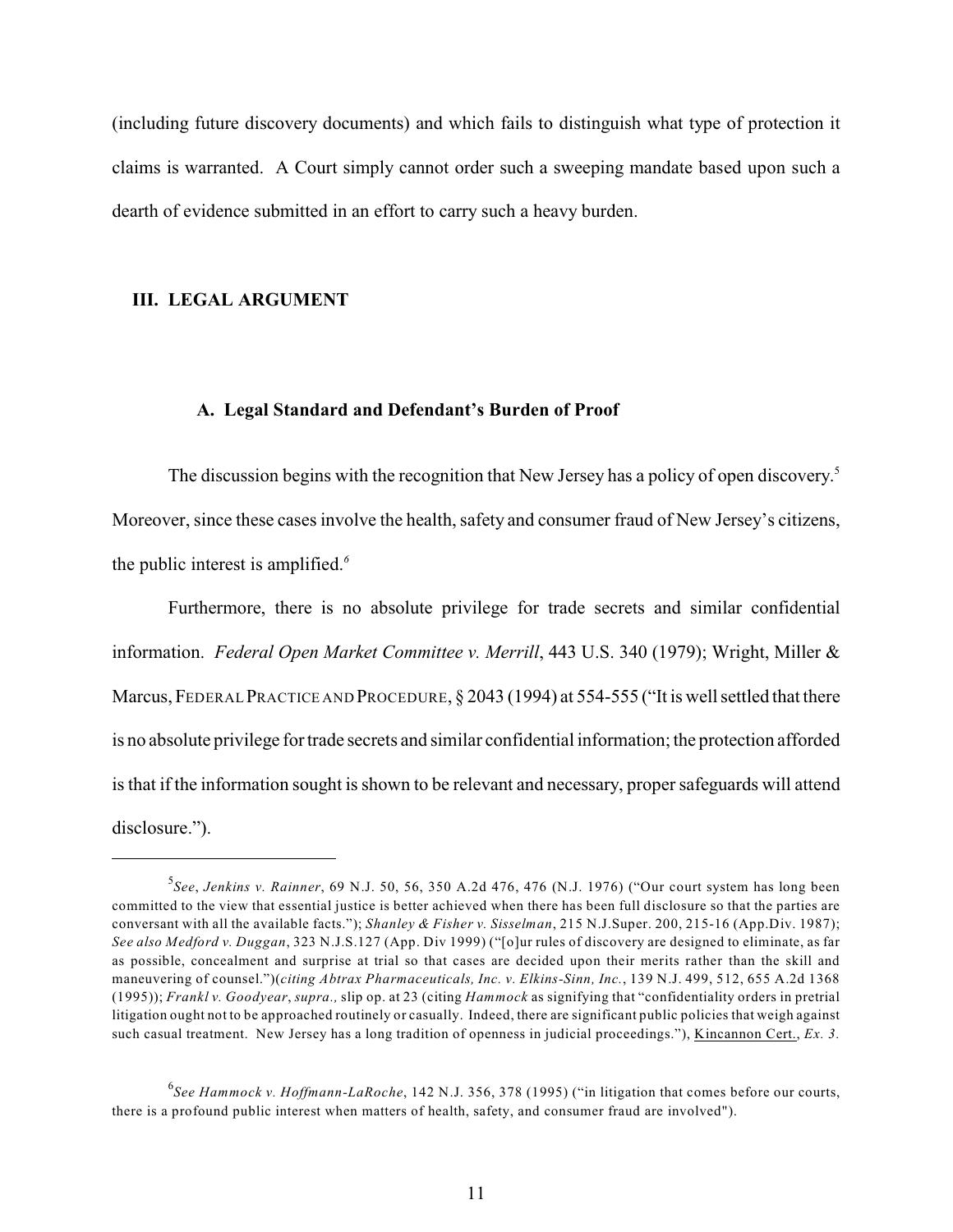(including future discovery documents) and which fails to distinguish what type of protection it claims is warranted. A Court simply cannot order such a sweeping mandate based upon such a dearth of evidence submitted in an effort to carry such a heavy burden.

## III. LEGAL ARGUMENT

### A. Legal Standard and Defendant's Burden of Proof

The discussion begins with the recognition that New Jersey has a policy of open discovery.[5] Moreover, since these cases involve the health, safety and consumer fraud of New Jersey's citizens, the public interest is amplified.[6]

Furthermore, there is no absolute privilege for trade secrets and similar confidential information. *Federal Open Market Committee v. Merrill*, 443 U.S. 340 (1979); Wright, Miller & Marcus, FEDERAL PRACTICE AND PROCEDURE, § 2043 (1994) at 554-555 ("It is well settled that there is no absolute privilege for trade secrets and similar confidential information; the protection afforded is that if the information sought is shown to be relevant and necessary, proper safeguards will attend disclosure.").

---

[5] *See*, *Jenkins v. Rainner*, 69 N.J. 50, 56, 350 A.2d 476, 476 (N.J. 1976) ("Our court system has long been committed to the view that essential justice is better achieved when there has been full disclosure so that the parties are conversant with all the available facts."); *Shanley & Fisher v. Sisselman*, 215 N.J.Super. 200, 215-16 (App.Div. 1987); *See also Medford v. Duggan*, 323 N.J.S.127 (App. Div 1999) ("[o]ur rules of discovery are designed to eliminate, as far as possible, concealment and surprise at trial so that cases are decided upon their merits rather than the skill and maneuvering of counsel.")(*citing Abtrax Pharmaceuticals, Inc. v. Elkins-Sinn, Inc.*, 139 N.J. 499, 512, 655 A.2d 1368 (1995)); *Frankl v. Goodyear*, *supra.,* slip op. at 23 (citing *Hammock* as signifying that "confidentiality orders in pretrial litigation ought not to be approached routinely or casually. Indeed, there are significant public policies that weigh against such casual treatment. New Jersey has a long tradition of openness in judicial proceedings."), Kincannon Cert., *Ex. 3.*

[6] *See Hammock v. Hoffmann-LaRoche*, 142 N.J. 356, 378 (1995) ("in litigation that comes before our courts, there is a profound public interest when matters of health, safety, and consumer fraud are involved").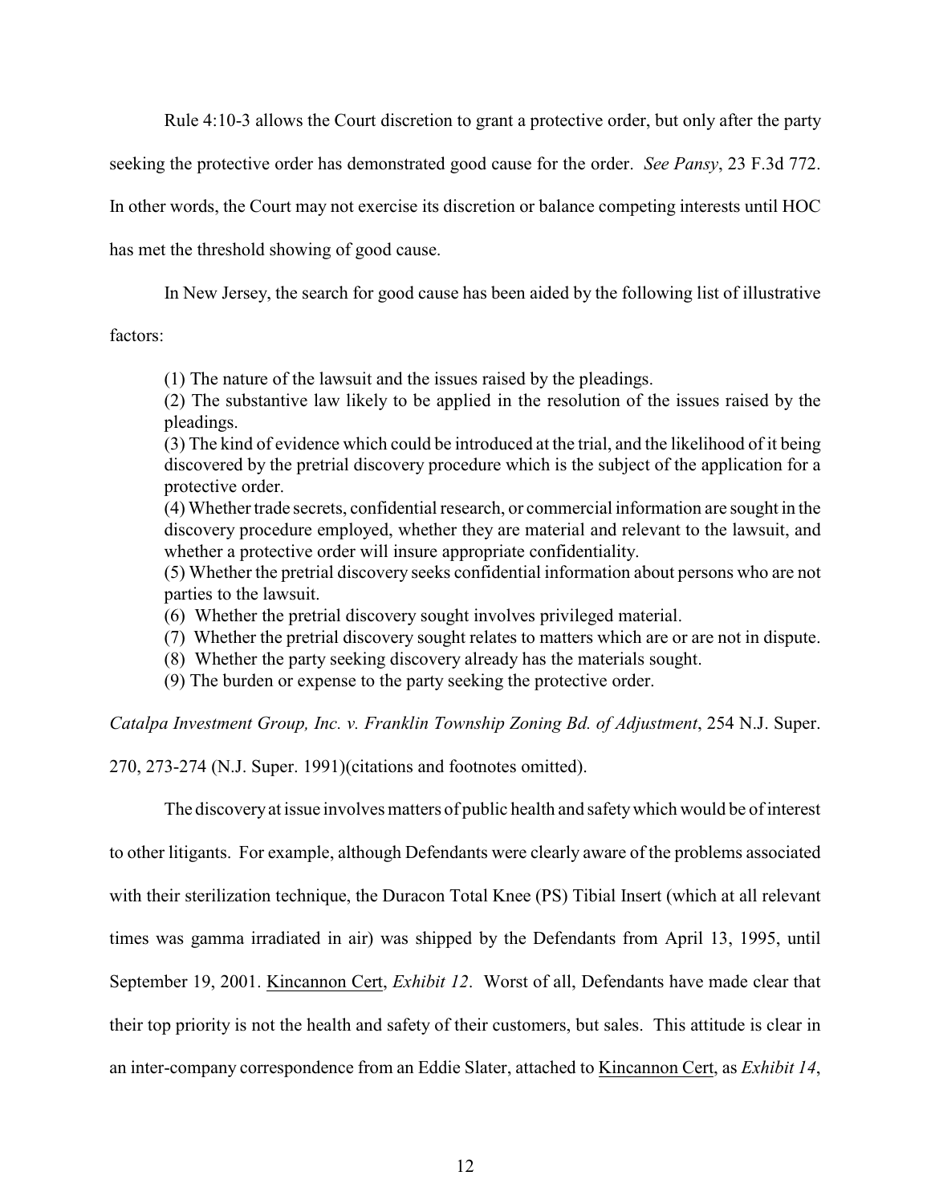Rule 4:10-3 allows the Court discretion to grant a protective order, but only after the party seeking the protective order has demonstrated good cause for the order. *See Pansy*, 23 F.3d 772. In other words, the Court may not exercise its discretion or balance competing interests until HOC has met the threshold showing of good cause.

In New Jersey, the search for good cause has been aided by the following list of illustrative factors:

> (1) The nature of the lawsuit and the issues raised by the pleadings.
> (2) The substantive law likely to be applied in the resolution of the issues raised by the pleadings.
> (3) The kind of evidence which could be introduced at the trial, and the likelihood of it being discovered by the pretrial discovery procedure which is the subject of the application for a protective order.
> (4) Whether trade secrets, confidential research, or commercial information are sought in the discovery procedure employed, whether they are material and relevant to the lawsuit, and whether a protective order will insure appropriate confidentiality.
> (5) Whether the pretrial discovery seeks confidential information about persons who are not parties to the lawsuit.
> (6) Whether the pretrial discovery sought involves privileged material.
> (7) Whether the pretrial discovery sought relates to matters which are or are not in dispute.
> (8) Whether the party seeking discovery already has the materials sought.
> (9) The burden or expense to the party seeking the protective order.

*Catalpa Investment Group, Inc. v. Franklin Township Zoning Bd. of Adjustment*, 254 N.J. Super. 270, 273-274 (N.J. Super. 1991)(citations and footnotes omitted).

The discovery at issue involves matters of public health and safety which would be of interest to other litigants. For example, although Defendants were clearly aware of the problems associated with their sterilization technique, the Duracon Total Knee (PS) Tibial Insert (which at all relevant times was gamma irradiated in air) was shipped by the Defendants from April 13, 1995, until September 19, 2001. Kincannon Cert, *Exhibit 12*. Worst of all, Defendants have made clear that their top priority is not the health and safety of their customers, but sales. This attitude is clear in an inter-company correspondence from an Eddie Slater, attached to Kincannon Cert, as *Exhibit 14*,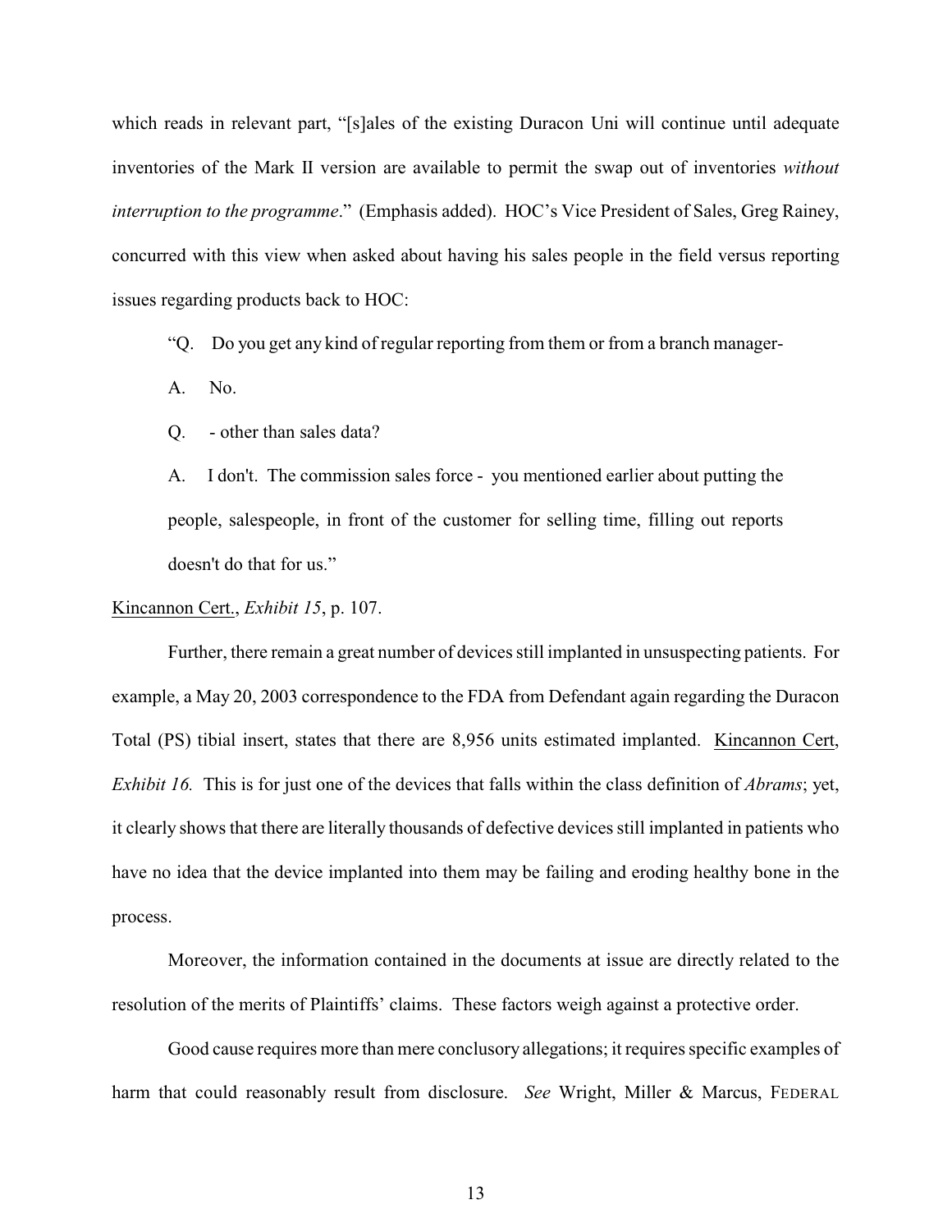which reads in relevant part, "[s]ales of the existing Duracon Uni will continue until adequate inventories of the Mark II version are available to permit the swap out of inventories *without interruption to the programme*." (Emphasis added). HOC's Vice President of Sales, Greg Rainey, concurred with this view when asked about having his sales people in the field versus reporting issues regarding products back to HOC:

> "Q. Do you get any kind of regular reporting from them or from a branch manager-
>
> A. No.
>
> Q. - other than sales data?
>
> A. I don't. The commission sales force - you mentioned earlier about putting the people, salespeople, in front of the customer for selling time, filling out reports doesn't do that for us."

<u>Kincannon Cert.</u>, *Exhibit 15*, p. 107.

Further, there remain a great number of devices still implanted in unsuspecting patients. For example, a May 20, 2003 correspondence to the FDA from Defendant again regarding the Duracon Total (PS) tibial insert, states that there are 8,956 units estimated implanted. <u>Kincannon Cert</u>, *Exhibit 16.* This is for just one of the devices that falls within the class definition of *Abrams*; yet, it clearly shows that there are literally thousands of defective devices still implanted in patients who have no idea that the device implanted into them may be failing and eroding healthy bone in the process.

Moreover, the information contained in the documents at issue are directly related to the resolution of the merits of Plaintiffs' claims. These factors weigh against a protective order.

Good cause requires more than mere conclusory allegations; it requires specific examples of harm that could reasonably result from disclosure. *See* Wright, Miller & Marcus, FEDERAL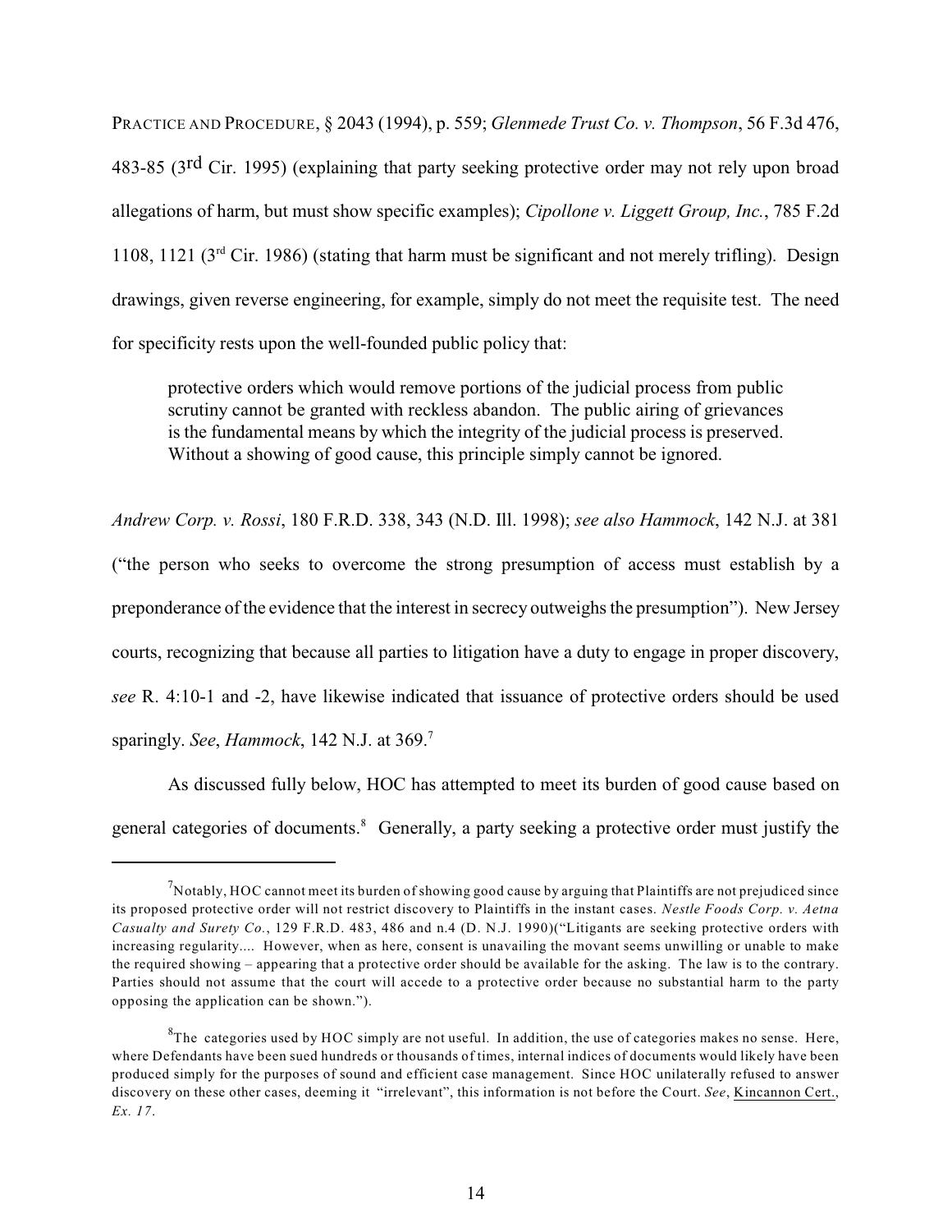PRACTICE AND PROCEDURE, § 2043 (1994), p. 559; *Glenmede Trust Co. v. Thompson*, 56 F.3d 476, 483-85 (3rd Cir. 1995) (explaining that party seeking protective order may not rely upon broad allegations of harm, but must show specific examples); *Cipollone v. Liggett Group, Inc.*, 785 F.2d 1108, 1121 (3rd Cir. 1986) (stating that harm must be significant and not merely trifling). Design drawings, given reverse engineering, for example, simply do not meet the requisite test. The need for specificity rests upon the well-founded public policy that:

> protective orders which would remove portions of the judicial process from public scrutiny cannot be granted with reckless abandon. The public airing of grievances is the fundamental means by which the integrity of the judicial process is preserved. Without a showing of good cause, this principle simply cannot be ignored.

*Andrew Corp. v. Rossi*, 180 F.R.D. 338, 343 (N.D. Ill. 1998); *see also Hammock*, 142 N.J. at 381 ("the person who seeks to overcome the strong presumption of access must establish by a preponderance of the evidence that the interest in secrecy outweighs the presumption"). New Jersey courts, recognizing that because all parties to litigation have a duty to engage in proper discovery, *see* R. 4:10-1 and -2, have likewise indicated that issuance of protective orders should be used sparingly. *See*, *Hammock*, 142 N.J. at 369.[7]

As discussed fully below, HOC has attempted to meet its burden of good cause based on general categories of documents.[8] Generally, a party seeking a protective order must justify the

---

[7] Notably, HOC cannot meet its burden of showing good cause by arguing that Plaintiffs are not prejudiced since its proposed protective order will not restrict discovery to Plaintiffs in the instant cases. *Nestle Foods Corp. v. Aetna Casualty and Surety Co.*, 129 F.R.D. 483, 486 and n.4 (D. N.J. 1990)("Litigants are seeking protective orders with increasing regularity.... However, when as here, consent is unavailing the movant seems unwilling or unable to make the required showing – appearing that a protective order should be available for the asking. The law is to the contrary. Parties should not assume that the court will accede to a protective order because no substantial harm to the party opposing the application can be shown.").

[8] The categories used by HOC simply are not useful. In addition, the use of categories makes no sense. Here, where Defendants have been sued hundreds or thousands of times, internal indices of documents would likely have been produced simply for the purposes of sound and efficient case management. Since HOC unilaterally refused to answer discovery on these other cases, deeming it "irrelevant", this information is not before the Court. *See*, Kincannon Cert., *Ex. 17*.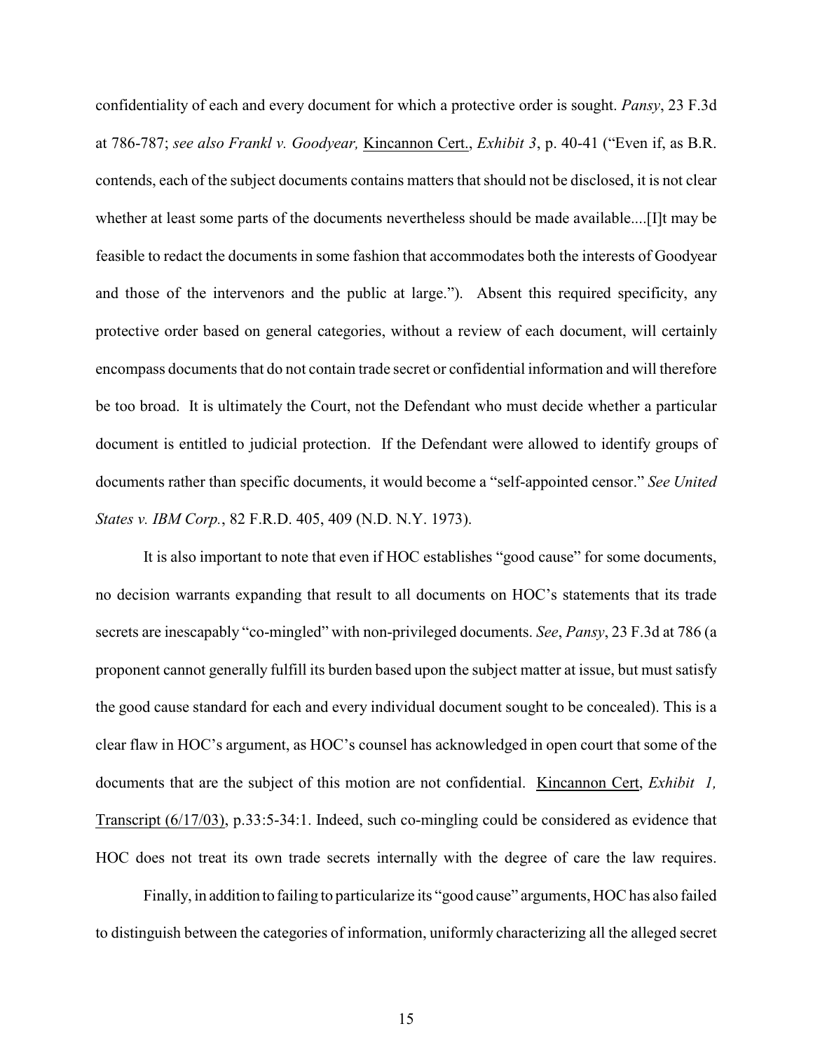confidentiality of each and every document for which a protective order is sought. *Pansy*, 23 F.3d at 786-787; *see also Frankl v. Goodyear,* Kincannon Cert., *Exhibit 3*, p. 40-41 ("Even if, as B.R. contends, each of the subject documents contains matters that should not be disclosed, it is not clear whether at least some parts of the documents nevertheless should be made available....[I]t may be feasible to redact the documents in some fashion that accommodates both the interests of Goodyear and those of the intervenors and the public at large."). Absent this required specificity, any protective order based on general categories, without a review of each document, will certainly encompass documents that do not contain trade secret or confidential information and will therefore be too broad. It is ultimately the Court, not the Defendant who must decide whether a particular document is entitled to judicial protection. If the Defendant were allowed to identify groups of documents rather than specific documents, it would become a "self-appointed censor." *See United States v. IBM Corp.*, 82 F.R.D. 405, 409 (N.D. N.Y. 1973).

It is also important to note that even if HOC establishes "good cause" for some documents, no decision warrants expanding that result to all documents on HOC's statements that its trade secrets are inescapably "co-mingled" with non-privileged documents. *See*, *Pansy*, 23 F.3d at 786 (a proponent cannot generally fulfill its burden based upon the subject matter at issue, but must satisfy the good cause standard for each and every individual document sought to be concealed). This is a clear flaw in HOC's argument, as HOC's counsel has acknowledged in open court that some of the documents that are the subject of this motion are not confidential. Kincannon Cert, *Exhibit 1,* Transcript (6/17/03), p.33:5-34:1. Indeed, such co-mingling could be considered as evidence that HOC does not treat its own trade secrets internally with the degree of care the law requires.

Finally, in addition to failing to particularize its "good cause" arguments, HOC has also failed to distinguish between the categories of information, uniformly characterizing all the alleged secret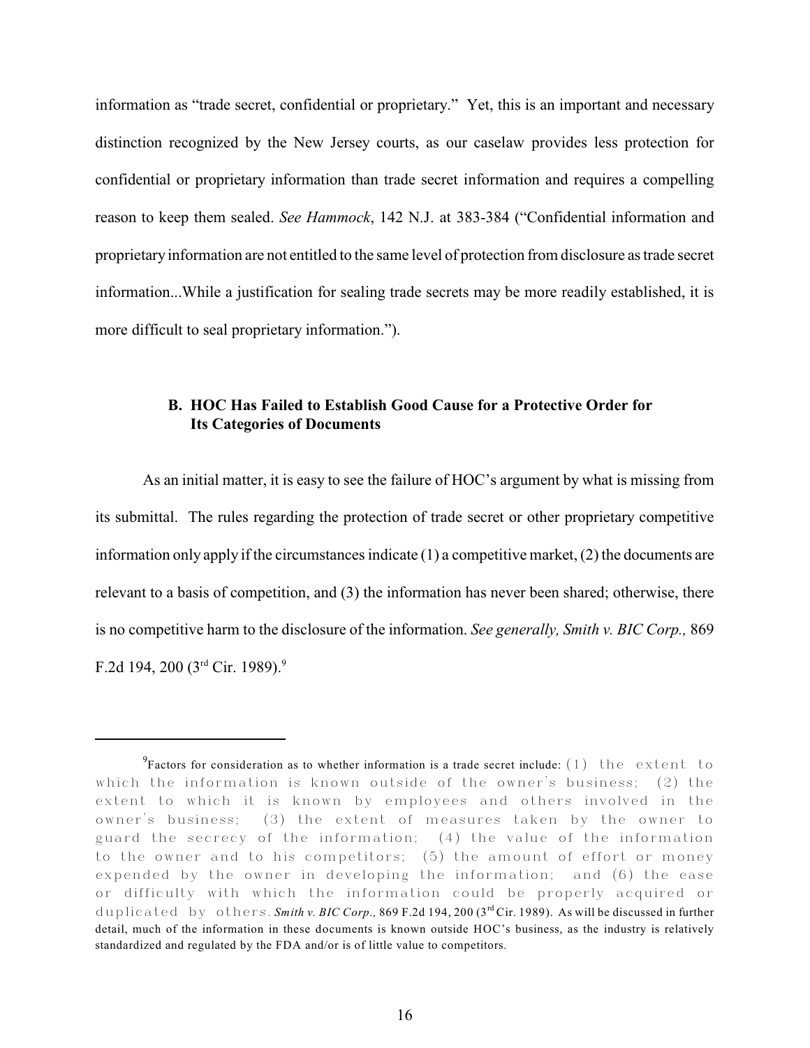information as "trade secret, confidential or proprietary." Yet, this is an important and necessary distinction recognized by the New Jersey courts, as our caselaw provides less protection for confidential or proprietary information than trade secret information and requires a compelling reason to keep them sealed. *See Hammock*, 142 N.J. at 383-384 ("Confidential information and proprietary information are not entitled to the same level of protection from disclosure as trade secret information...While a justification for sealing trade secrets may be more readily established, it is more difficult to seal proprietary information.").

### B. HOC Has Failed to Establish Good Cause for a Protective Order for Its Categories of Documents

As an initial matter, it is easy to see the failure of HOC's argument by what is missing from its submittal. The rules regarding the protection of trade secret or other proprietary competitive information only apply if the circumstances indicate (1) a competitive market, (2) the documents are relevant to a basis of competition, and (3) the information has never been shared; otherwise, there is no competitive harm to the disclosure of the information. *See generally, Smith v. BIC Corp.,* 869 F.2d 194, 200 (3rd Cir. 1989).[9]

---

[9] Factors for consideration as to whether information is a trade secret include: (1) the extent to which the information is known outside of the owner's business; (2) the extent to which it is known by employees and others involved in the owner's business; (3) the extent of measures taken by the owner to guard the secrecy of the information; (4) the value of the information to the owner and to his competitors; (5) the amount of effort or money expended by the owner in developing the information; and (6) the ease or difficulty with which the information could be properly acquired or duplicated by others. *Smith v. BIC Corp.,* 869 F.2d 194, 200 (3rd Cir. 1989). As will be discussed in further detail, much of the information in these documents is known outside HOC's business, as the industry is relatively standardized and regulated by the FDA and/or is of little value to competitors.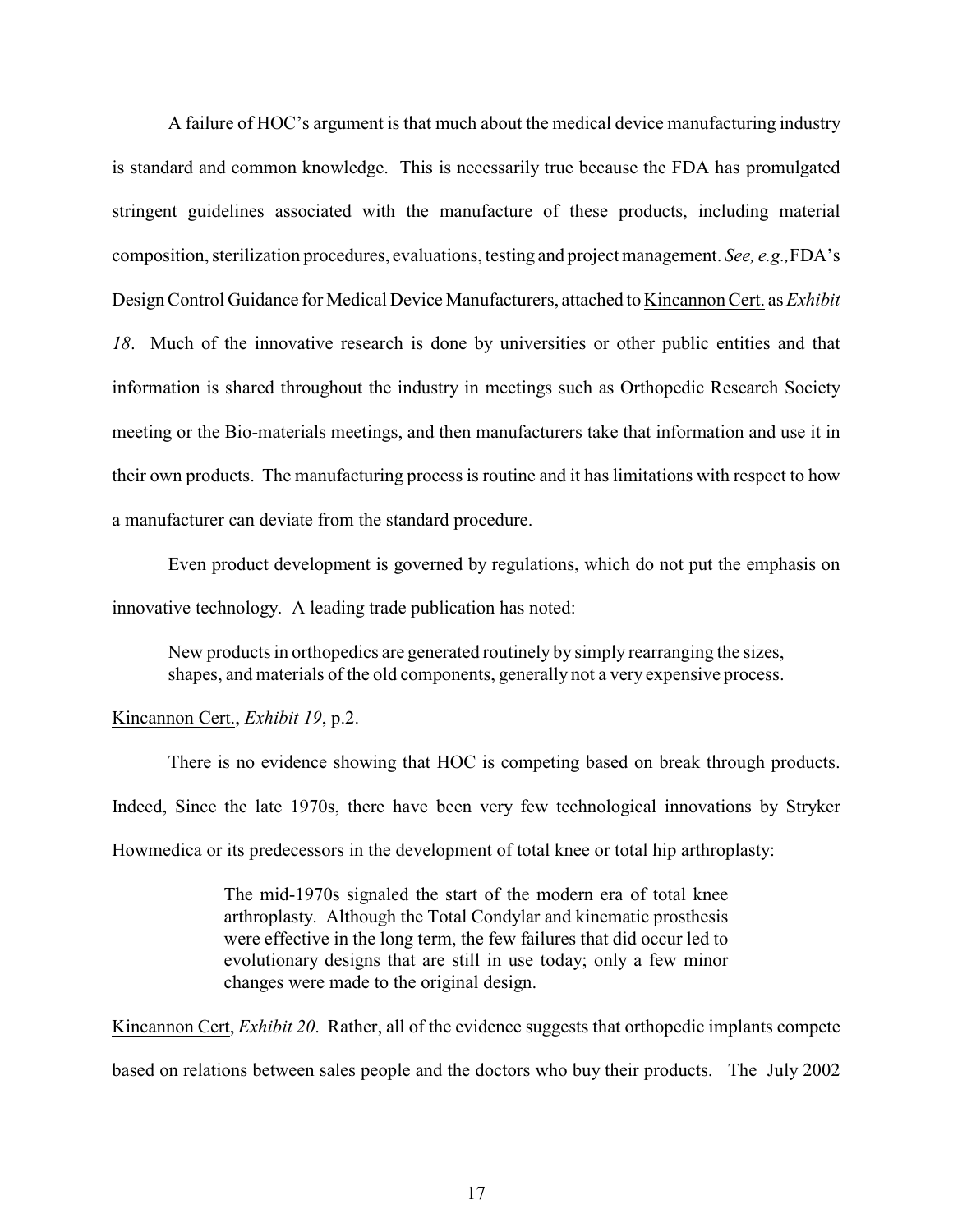A failure of HOC's argument is that much about the medical device manufacturing industry is standard and common knowledge. This is necessarily true because the FDA has promulgated stringent guidelines associated with the manufacture of these products, including material composition, sterilization procedures, evaluations, testing and project management. *See, e.g.,* FDA's Design Control Guidance for Medical Device Manufacturers, attached to Kincannon Cert. as *Exhibit 18*. Much of the innovative research is done by universities or other public entities and that information is shared throughout the industry in meetings such as Orthopedic Research Society meeting or the Bio-materials meetings, and then manufacturers take that information and use it in their own products. The manufacturing process is routine and it has limitations with respect to how a manufacturer can deviate from the standard procedure.

Even product development is governed by regulations, which do not put the emphasis on innovative technology. A leading trade publication has noted:

> New products in orthopedics are generated routinely by simply rearranging the sizes, shapes, and materials of the old components, generally not a very expensive process.

Kincannon Cert., *Exhibit 19*, p.2.

There is no evidence showing that HOC is competing based on break through products. Indeed, Since the late 1970s, there have been very few technological innovations by Stryker Howmedica or its predecessors in the development of total knee or total hip arthroplasty:

> The mid-1970s signaled the start of the modern era of total knee arthroplasty. Although the Total Condylar and kinematic prosthesis were effective in the long term, the few failures that did occur led to evolutionary designs that are still in use today; only a few minor changes were made to the original design.

Kincannon Cert, *Exhibit 20*. Rather, all of the evidence suggests that orthopedic implants compete based on relations between sales people and the doctors who buy their products. The July 2002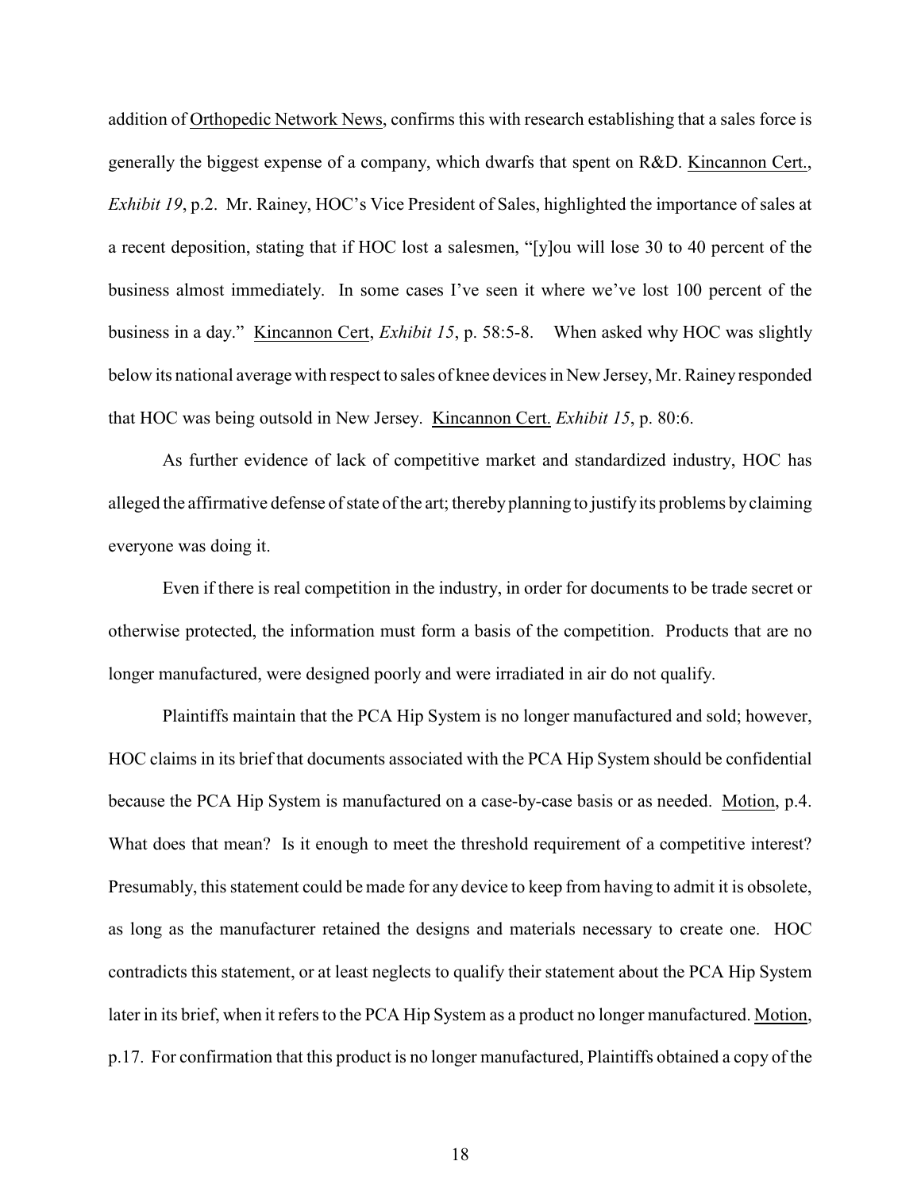addition of <u>Orthopedic Network News</u>, confirms this with research establishing that a sales force is generally the biggest expense of a company, which dwarfs that spent on R&D. <u>Kincannon Cert.</u>, *Exhibit 19*, p.2. Mr. Rainey, HOC's Vice President of Sales, highlighted the importance of sales at a recent deposition, stating that if HOC lost a salesmen, "[y]ou will lose 30 to 40 percent of the business almost immediately. In some cases I've seen it where we've lost 100 percent of the business in a day." <u>Kincannon Cert</u>, *Exhibit 15*, p. 58:5-8. When asked why HOC was slightly below its national average with respect to sales of knee devices in New Jersey, Mr. Rainey responded that HOC was being outsold in New Jersey. <u>Kincannon Cert.</u> *Exhibit 15*, p. 80:6.

As further evidence of lack of competitive market and standardized industry, HOC has alleged the affirmative defense of state of the art; thereby planning to justify its problems by claiming everyone was doing it.

Even if there is real competition in the industry, in order for documents to be trade secret or otherwise protected, the information must form a basis of the competition. Products that are no longer manufactured, were designed poorly and were irradiated in air do not qualify.

Plaintiffs maintain that the PCA Hip System is no longer manufactured and sold; however, HOC claims in its brief that documents associated with the PCA Hip System should be confidential because the PCA Hip System is manufactured on a case-by-case basis or as needed. <u>Motion</u>, p.4. What does that mean? Is it enough to meet the threshold requirement of a competitive interest? Presumably, this statement could be made for any device to keep from having to admit it is obsolete, as long as the manufacturer retained the designs and materials necessary to create one. HOC contradicts this statement, or at least neglects to qualify their statement about the PCA Hip System later in its brief, when it refers to the PCA Hip System as a product no longer manufactured. <u>Motion</u>, p.17. For confirmation that this product is no longer manufactured, Plaintiffs obtained a copy of the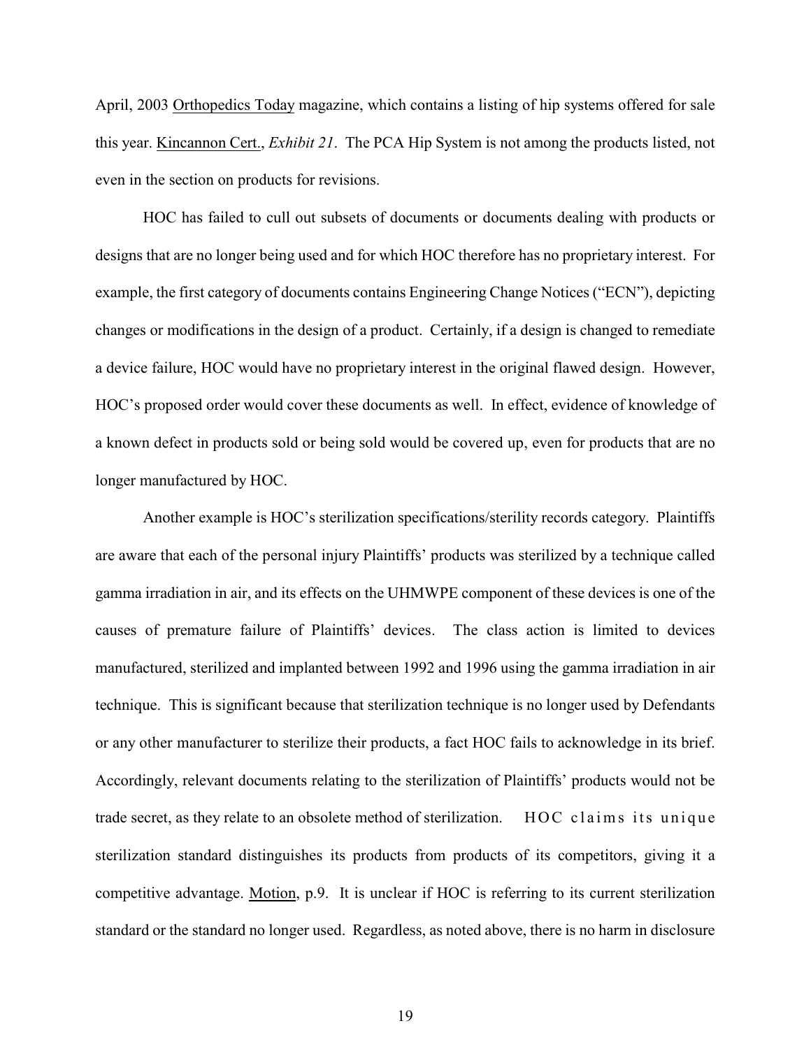April, 2003 Orthopedics Today magazine, which contains a listing of hip systems offered for sale this year. Kincannon Cert., *Exhibit 21*. The PCA Hip System is not among the products listed, not even in the section on products for revisions.

HOC has failed to cull out subsets of documents or documents dealing with products or designs that are no longer being used and for which HOC therefore has no proprietary interest. For example, the first category of documents contains Engineering Change Notices ("ECN"), depicting changes or modifications in the design of a product. Certainly, if a design is changed to remediate a device failure, HOC would have no proprietary interest in the original flawed design. However, HOC's proposed order would cover these documents as well. In effect, evidence of knowledge of a known defect in products sold or being sold would be covered up, even for products that are no longer manufactured by HOC.

Another example is HOC's sterilization specifications/sterility records category. Plaintiffs are aware that each of the personal injury Plaintiffs' products was sterilized by a technique called gamma irradiation in air, and its effects on the UHMWPE component of these devices is one of the causes of premature failure of Plaintiffs' devices. The class action is limited to devices manufactured, sterilized and implanted between 1992 and 1996 using the gamma irradiation in air technique. This is significant because that sterilization technique is no longer used by Defendants or any other manufacturer to sterilize their products, a fact HOC fails to acknowledge in its brief. Accordingly, relevant documents relating to the sterilization of Plaintiffs' products would not be trade secret, as they relate to an obsolete method of sterilization. HOC claims its unique sterilization standard distinguishes its products from products of its competitors, giving it a competitive advantage. Motion, p.9. It is unclear if HOC is referring to its current sterilization standard or the standard no longer used. Regardless, as noted above, there is no harm in disclosure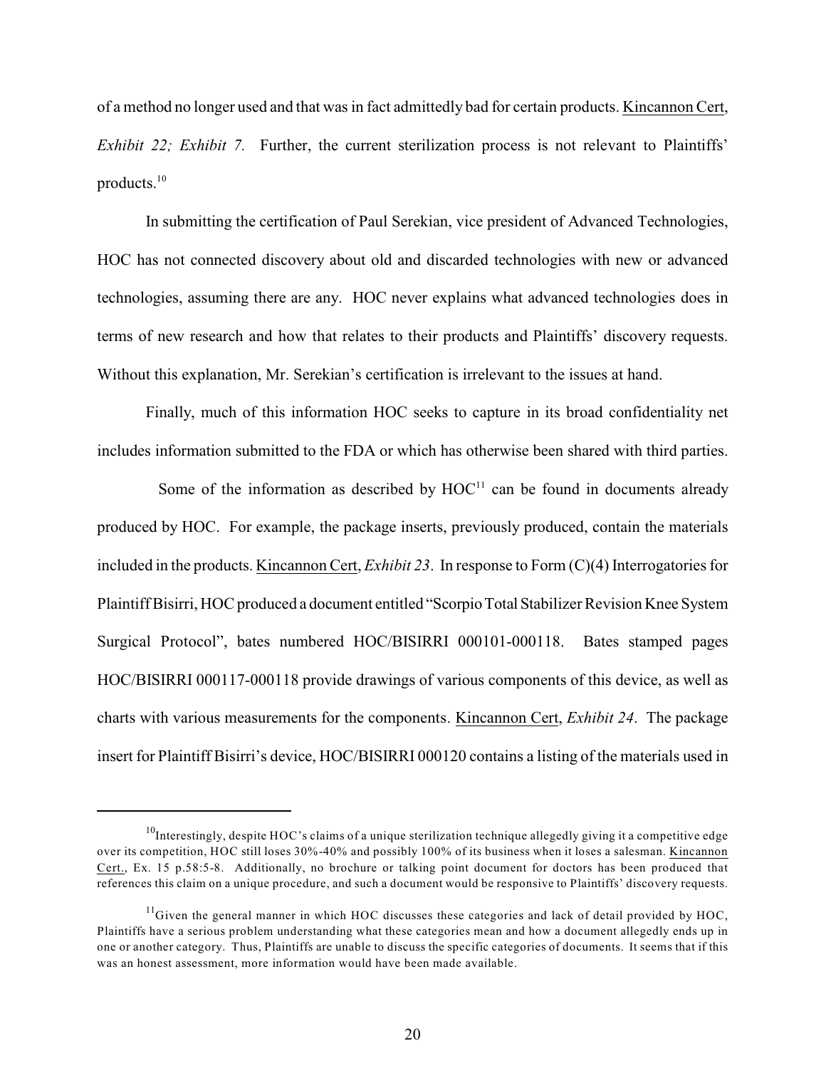of a method no longer used and that was in fact admittedly bad for certain products. Kincannon Cert, *Exhibit 22; Exhibit 7.* Further, the current sterilization process is not relevant to Plaintiffs' products.[10]

In submitting the certification of Paul Serekian, vice president of Advanced Technologies, HOC has not connected discovery about old and discarded technologies with new or advanced technologies, assuming there are any. HOC never explains what advanced technologies does in terms of new research and how that relates to their products and Plaintiffs' discovery requests. Without this explanation, Mr. Serekian's certification is irrelevant to the issues at hand.

Finally, much of this information HOC seeks to capture in its broad confidentiality net includes information submitted to the FDA or which has otherwise been shared with third parties.

Some of the information as described by HOC[11] can be found in documents already produced by HOC. For example, the package inserts, previously produced, contain the materials included in the products. Kincannon Cert, *Exhibit 23*. In response to Form (C)(4) Interrogatories for Plaintiff Bisirri, HOC produced a document entitled "Scorpio Total Stabilizer Revision Knee System Surgical Protocol", bates numbered HOC/BISIRRI 000101-000118. Bates stamped pages HOC/BISIRRI 000117-000118 provide drawings of various components of this device, as well as charts with various measurements for the components. Kincannon Cert, *Exhibit 24*. The package insert for Plaintiff Bisirri's device, HOC/BISIRRI 000120 contains a listing of the materials used in

---

[10] Interestingly, despite HOC's claims of a unique sterilization technique allegedly giving it a competitive edge over its competition, HOC still loses 30%-40% and possibly 100% of its business when it loses a salesman. Kincannon Cert., Ex. 15 p.58:5-8. Additionally, no brochure or talking point document for doctors has been produced that references this claim on a unique procedure, and such a document would be responsive to Plaintiffs' discovery requests.

[11] Given the general manner in which HOC discusses these categories and lack of detail provided by HOC, Plaintiffs have a serious problem understanding what these categories mean and how a document allegedly ends up in one or another category. Thus, Plaintiffs are unable to discuss the specific categories of documents. It seems that if this was an honest assessment, more information would have been made available.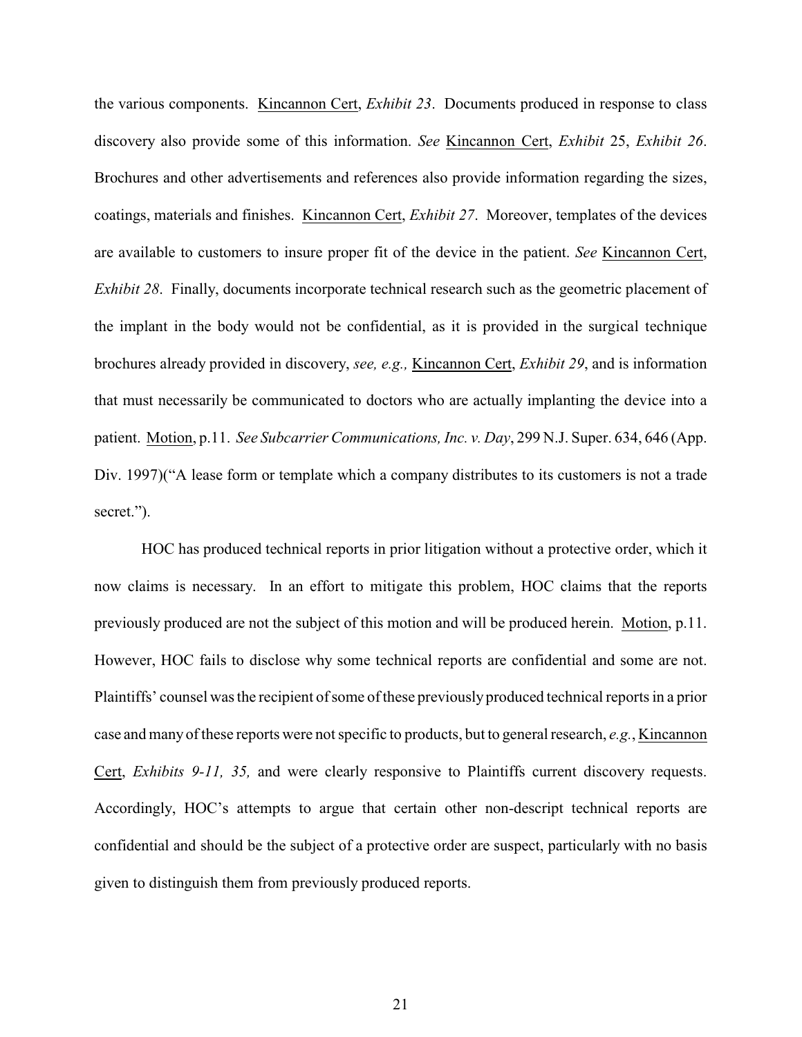the various components. Kincannon Cert, *Exhibit 23*. Documents produced in response to class discovery also provide some of this information. *See* Kincannon Cert, *Exhibit* 25, *Exhibit 26*. Brochures and other advertisements and references also provide information regarding the sizes, coatings, materials and finishes. Kincannon Cert, *Exhibit 27*. Moreover, templates of the devices are available to customers to insure proper fit of the device in the patient. *See* Kincannon Cert, *Exhibit 28*. Finally, documents incorporate technical research such as the geometric placement of the implant in the body would not be confidential, as it is provided in the surgical technique brochures already provided in discovery, *see, e.g.,* Kincannon Cert, *Exhibit 29*, and is information that must necessarily be communicated to doctors who are actually implanting the device into a patient. Motion, p.11. *See Subcarrier Communications, Inc. v. Day*, 299 N.J. Super. 634, 646 (App. Div. 1997)("A lease form or template which a company distributes to its customers is not a trade secret.").

HOC has produced technical reports in prior litigation without a protective order, which it now claims is necessary. In an effort to mitigate this problem, HOC claims that the reports previously produced are not the subject of this motion and will be produced herein. Motion, p.11. However, HOC fails to disclose why some technical reports are confidential and some are not. Plaintiffs' counsel was the recipient of some of these previously produced technical reports in a prior case and many of these reports were not specific to products, but to general research, *e.g.*, Kincannon Cert, *Exhibits 9-11, 35,* and were clearly responsive to Plaintiffs current discovery requests. Accordingly, HOC's attempts to argue that certain other non-descript technical reports are confidential and should be the subject of a protective order are suspect, particularly with no basis given to distinguish them from previously produced reports.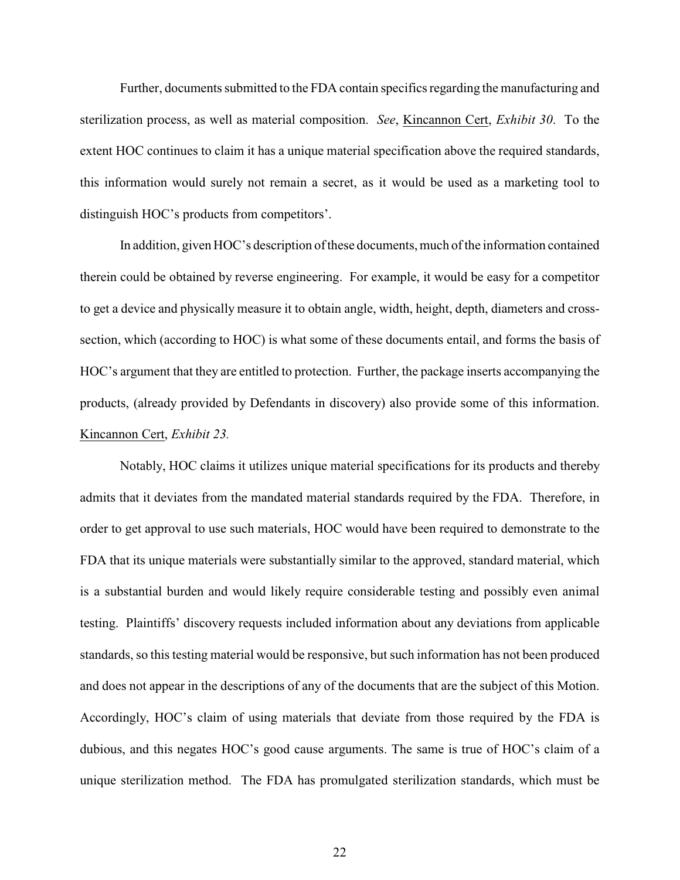Further, documents submitted to the FDA contain specifics regarding the manufacturing and sterilization process, as well as material composition. *See*, Kincannon Cert, *Exhibit 30*. To the extent HOC continues to claim it has a unique material specification above the required standards, this information would surely not remain a secret, as it would be used as a marketing tool to distinguish HOC's products from competitors'.

In addition, given HOC's description of these documents, much of the information contained therein could be obtained by reverse engineering. For example, it would be easy for a competitor to get a device and physically measure it to obtain angle, width, height, depth, diameters and cross-section, which (according to HOC) is what some of these documents entail, and forms the basis of HOC's argument that they are entitled to protection. Further, the package inserts accompanying the products, (already provided by Defendants in discovery) also provide some of this information. Kincannon Cert, *Exhibit 23.*

Notably, HOC claims it utilizes unique material specifications for its products and thereby admits that it deviates from the mandated material standards required by the FDA. Therefore, in order to get approval to use such materials, HOC would have been required to demonstrate to the FDA that its unique materials were substantially similar to the approved, standard material, which is a substantial burden and would likely require considerable testing and possibly even animal testing. Plaintiffs' discovery requests included information about any deviations from applicable standards, so this testing material would be responsive, but such information has not been produced and does not appear in the descriptions of any of the documents that are the subject of this Motion. Accordingly, HOC's claim of using materials that deviate from those required by the FDA is dubious, and this negates HOC's good cause arguments. The same is true of HOC's claim of a unique sterilization method. The FDA has promulgated sterilization standards, which must be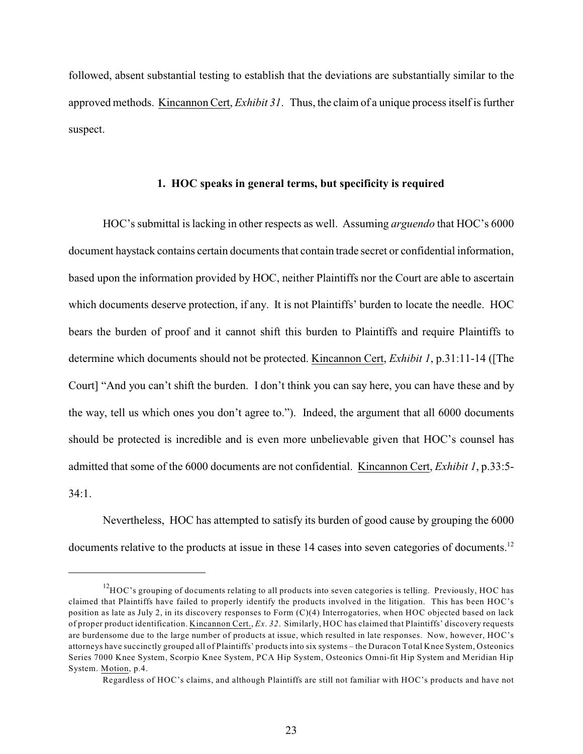followed, absent substantial testing to establish that the deviations are substantially similar to the approved methods. Kincannon Cert, *Exhibit 31*. Thus, the claim of a unique process itself is further suspect.

### 1. HOC speaks in general terms, but specificity is required

HOC's submittal is lacking in other respects as well. Assuming *arguendo* that HOC's 6000 document haystack contains certain documents that contain trade secret or confidential information, based upon the information provided by HOC, neither Plaintiffs nor the Court are able to ascertain which documents deserve protection, if any. It is not Plaintiffs' burden to locate the needle. HOC bears the burden of proof and it cannot shift this burden to Plaintiffs and require Plaintiffs to determine which documents should not be protected. Kincannon Cert, *Exhibit 1*, p.31:11-14 ([The Court] "And you can't shift the burden. I don't think you can say here, you can have these and by the way, tell us which ones you don't agree to."). Indeed, the argument that all 6000 documents should be protected is incredible and is even more unbelievable given that HOC's counsel has admitted that some of the 6000 documents are not confidential. Kincannon Cert, *Exhibit 1*, p.33:5-34:1.

Nevertheless, HOC has attempted to satisfy its burden of good cause by grouping the 6000 documents relative to the products at issue in these 14 cases into seven categories of documents.[12]

---

[12] HOC's grouping of documents relating to all products into seven categories is telling. Previously, HOC has claimed that Plaintiffs have failed to properly identify the products involved in the litigation. This has been HOC's position as late as July 2, in its discovery responses to Form (C)(4) Interrogatories, when HOC objected based on lack of proper product identification. Kincannon Cert., *Ex. 32*. Similarly, HOC has claimed that Plaintiffs' discovery requests are burdensome due to the large number of products at issue, which resulted in late responses. Now, however, HOC's attorneys have succinctly grouped all of Plaintiffs' products into six systems – the Duracon Total Knee System, Osteonics Series 7000 Knee System, Scorpio Knee System, PCA Hip System, Osteonics Omni-fit Hip System and Meridian Hip System. Motion, p.4.

Regardless of HOC's claims, and although Plaintiffs are still not familiar with HOC's products and have not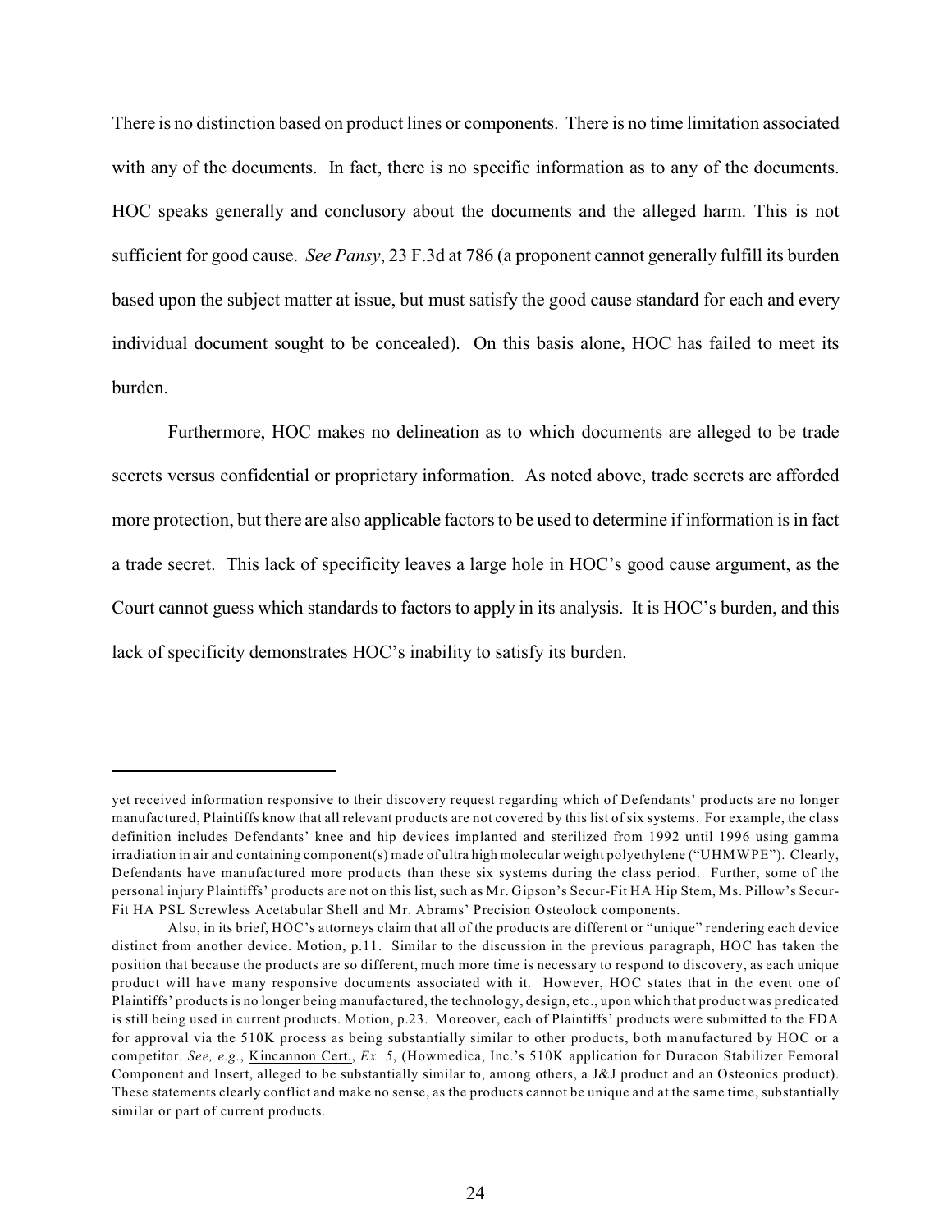There is no distinction based on product lines or components. There is no time limitation associated with any of the documents. In fact, there is no specific information as to any of the documents. HOC speaks generally and conclusory about the documents and the alleged harm. This is not sufficient for good cause. *See Pansy*, 23 F.3d at 786 (a proponent cannot generally fulfill its burden based upon the subject matter at issue, but must satisfy the good cause standard for each and every individual document sought to be concealed). On this basis alone, HOC has failed to meet its burden.

Furthermore, HOC makes no delineation as to which documents are alleged to be trade secrets versus confidential or proprietary information. As noted above, trade secrets are afforded more protection, but there are also applicable factors to be used to determine if information is in fact a trade secret. This lack of specificity leaves a large hole in HOC's good cause argument, as the Court cannot guess which standards to factors to apply in its analysis. It is HOC's burden, and this lack of specificity demonstrates HOC's inability to satisfy its burden.

---

yet received information responsive to their discovery request regarding which of Defendants' products are no longer manufactured, Plaintiffs know that all relevant products are not covered by this list of six systems. For example, the class definition includes Defendants' knee and hip devices implanted and sterilized from 1992 until 1996 using gamma irradiation in air and containing component(s) made of ultra high molecular weight polyethylene ("UHMWPE"). Clearly, Defendants have manufactured more products than these six systems during the class period. Further, some of the personal injury Plaintiffs' products are not on this list, such as Mr. Gipson's Secur-Fit HA Hip Stem, Ms. Pillow's Secur-Fit HA PSL Screwless Acetabular Shell and Mr. Abrams' Precision Osteolock components.

Also, in its brief, HOC's attorneys claim that all of the products are different or "unique" rendering each device distinct from another device. Motion, p.11. Similar to the discussion in the previous paragraph, HOC has taken the position that because the products are so different, much more time is necessary to respond to discovery, as each unique product will have many responsive documents associated with it. However, HOC states that in the event one of Plaintiffs' products is no longer being manufactured, the technology, design, etc., upon which that product was predicated is still being used in current products. Motion, p.23. Moreover, each of Plaintiffs' products were submitted to the FDA for approval via the 510K process as being substantially similar to other products, both manufactured by HOC or a competitor. *See, e.g.*, Kincannon Cert., *Ex. 5*, (Howmedica, Inc.'s 510K application for Duracon Stabilizer Femoral Component and Insert, alleged to be substantially similar to, among others, a J&J product and an Osteonics product). These statements clearly conflict and make no sense, as the products cannot be unique and at the same time, substantially similar or part of current products.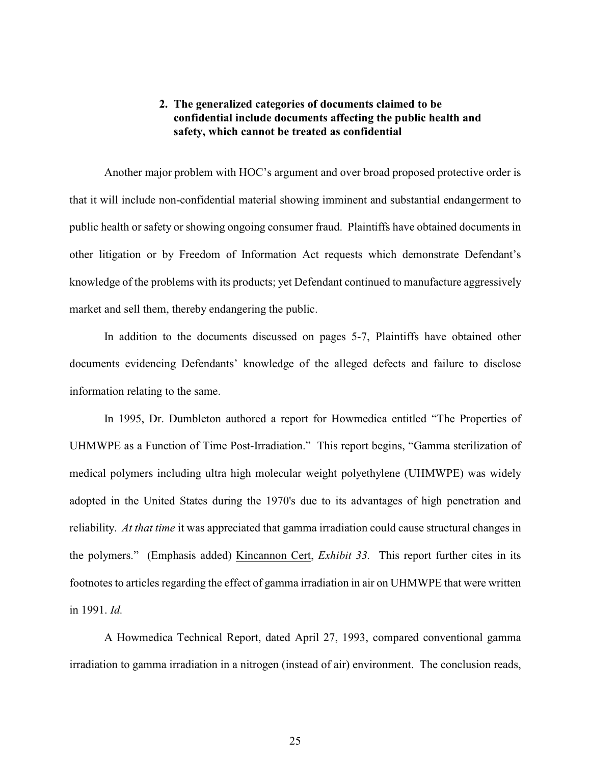### 2. The generalized categories of documents claimed to be confidential include documents affecting the public health and safety, which cannot be treated as confidential

Another major problem with HOC's argument and over broad proposed protective order is that it will include non-confidential material showing imminent and substantial endangerment to public health or safety or showing ongoing consumer fraud. Plaintiffs have obtained documents in other litigation or by Freedom of Information Act requests which demonstrate Defendant's knowledge of the problems with its products; yet Defendant continued to manufacture aggressively market and sell them, thereby endangering the public.

In addition to the documents discussed on pages 5-7, Plaintiffs have obtained other documents evidencing Defendants' knowledge of the alleged defects and failure to disclose information relating to the same.

In 1995, Dr. Dumbleton authored a report for Howmedica entitled "The Properties of UHMWPE as a Function of Time Post-Irradiation." This report begins, "Gamma sterilization of medical polymers including ultra high molecular weight polyethylene (UHMWPE) was widely adopted in the United States during the 1970's due to its advantages of high penetration and reliability. *At that time* it was appreciated that gamma irradiation could cause structural changes in the polymers." (Emphasis added) Kincannon Cert, *Exhibit 33.* This report further cites in its footnotes to articles regarding the effect of gamma irradiation in air on UHMWPE that were written in 1991. *Id.*

A Howmedica Technical Report, dated April 27, 1993, compared conventional gamma irradiation to gamma irradiation in a nitrogen (instead of air) environment. The conclusion reads,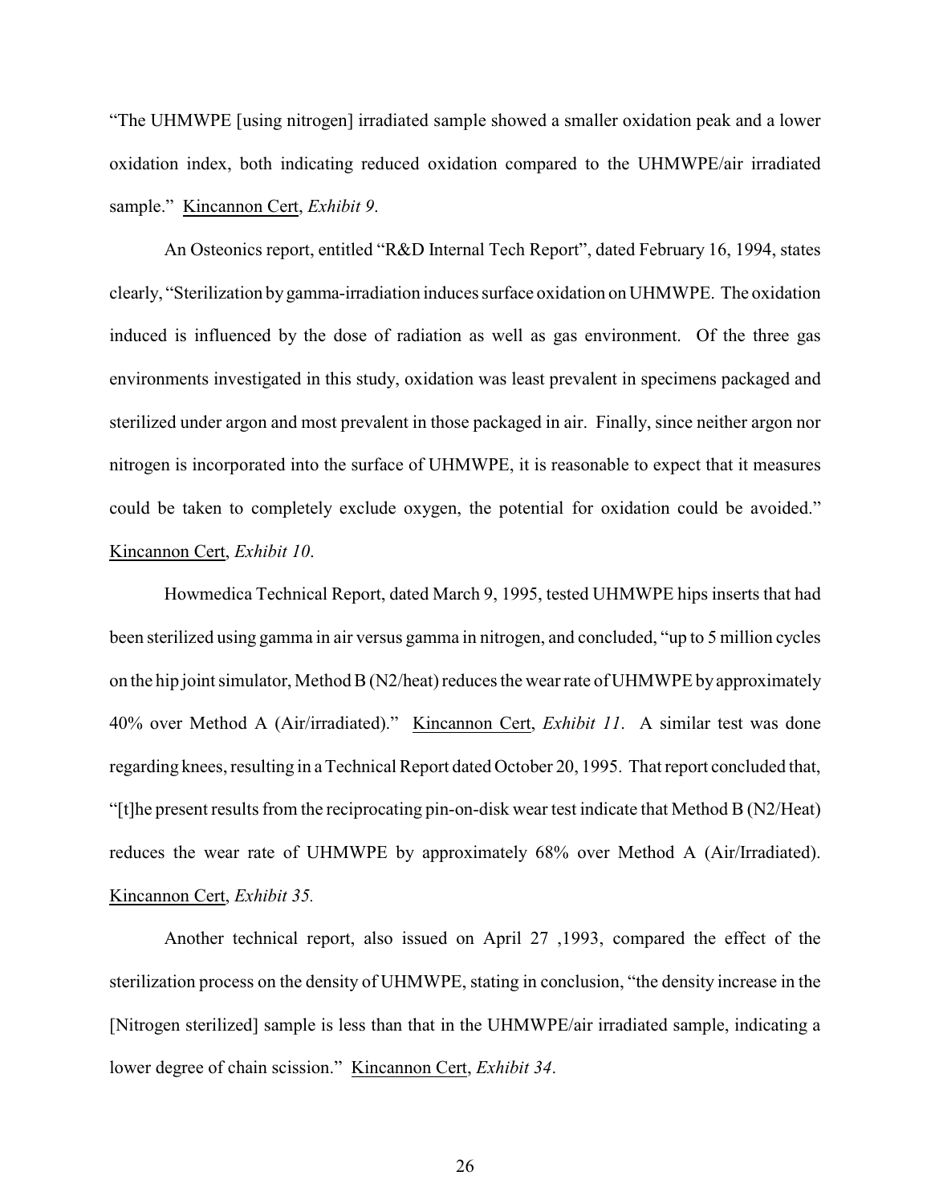"The UHMWPE [using nitrogen] irradiated sample showed a smaller oxidation peak and a lower oxidation index, both indicating reduced oxidation compared to the UHMWPE/air irradiated sample." Kincannon Cert, *Exhibit 9*.

An Osteonics report, entitled "R&D Internal Tech Report", dated February 16, 1994, states clearly, "Sterilization by gamma-irradiation induces surface oxidation on UHMWPE. The oxidation induced is influenced by the dose of radiation as well as gas environment. Of the three gas environments investigated in this study, oxidation was least prevalent in specimens packaged and sterilized under argon and most prevalent in those packaged in air. Finally, since neither argon nor nitrogen is incorporated into the surface of UHMWPE, it is reasonable to expect that it measures could be taken to completely exclude oxygen, the potential for oxidation could be avoided." Kincannon Cert, *Exhibit 10*.

Howmedica Technical Report, dated March 9, 1995, tested UHMWPE hips inserts that had been sterilized using gamma in air versus gamma in nitrogen, and concluded, "up to 5 million cycles on the hip joint simulator, Method B (N2/heat) reduces the wear rate of UHMWPE by approximately 40% over Method A (Air/irradiated)." Kincannon Cert, *Exhibit 11*. A similar test was done regarding knees, resulting in a Technical Report dated October 20, 1995. That report concluded that, "[t]he present results from the reciprocating pin-on-disk wear test indicate that Method B (N2/Heat) reduces the wear rate of UHMWPE by approximately 68% over Method A (Air/Irradiated). Kincannon Cert, *Exhibit 35.*

Another technical report, also issued on April 27 ,1993, compared the effect of the sterilization process on the density of UHMWPE, stating in conclusion, "the density increase in the [Nitrogen sterilized] sample is less than that in the UHMWPE/air irradiated sample, indicating a lower degree of chain scission." Kincannon Cert, *Exhibit 34*.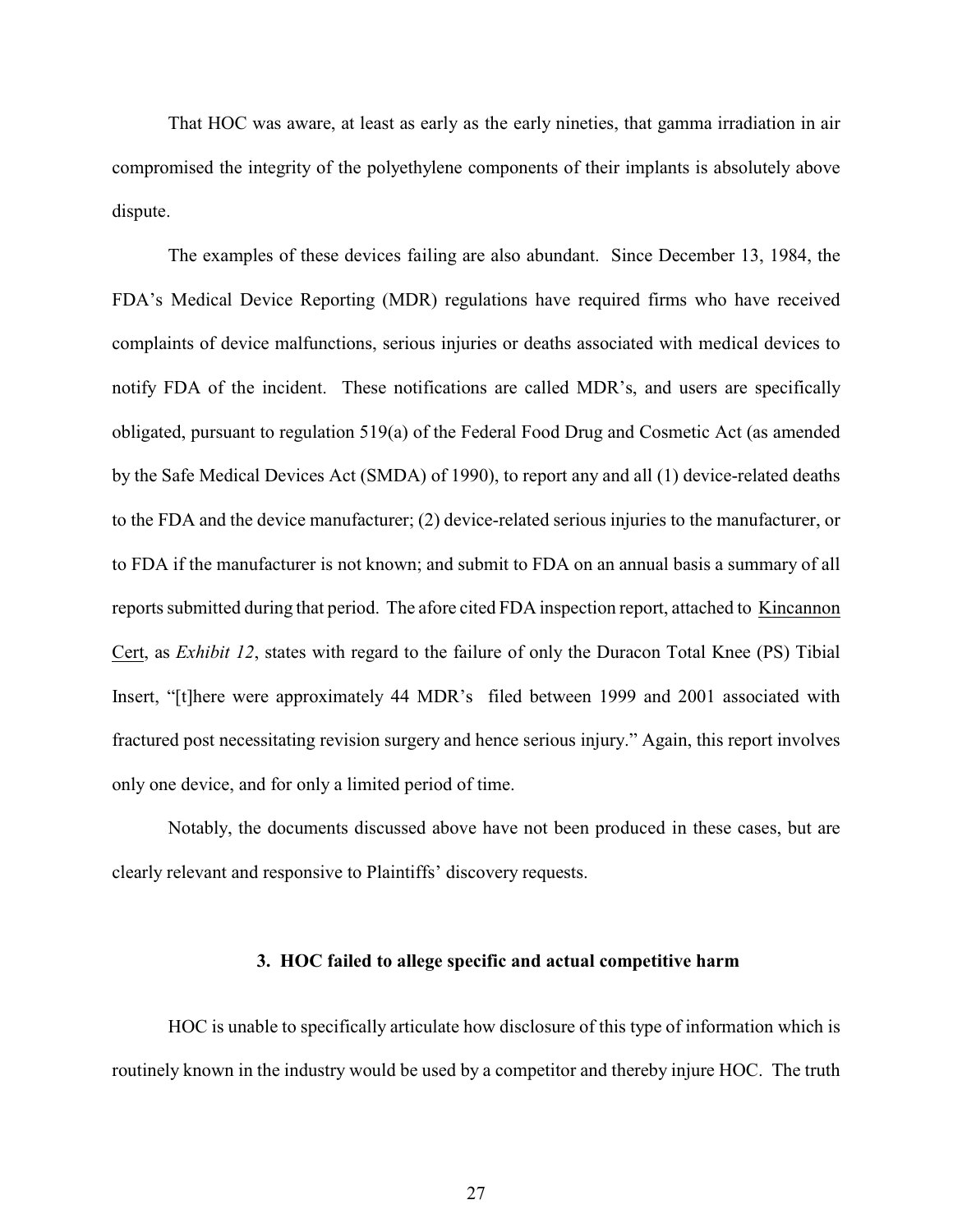That HOC was aware, at least as early as the early nineties, that gamma irradiation in air compromised the integrity of the polyethylene components of their implants is absolutely above dispute.

The examples of these devices failing are also abundant. Since December 13, 1984, the FDA's Medical Device Reporting (MDR) regulations have required firms who have received complaints of device malfunctions, serious injuries or deaths associated with medical devices to notify FDA of the incident. These notifications are called MDR's, and users are specifically obligated, pursuant to regulation 519(a) of the Federal Food Drug and Cosmetic Act (as amended by the Safe Medical Devices Act (SMDA) of 1990), to report any and all (1) device-related deaths to the FDA and the device manufacturer; (2) device-related serious injuries to the manufacturer, or to FDA if the manufacturer is not known; and submit to FDA on an annual basis a summary of all reports submitted during that period. The afore cited FDA inspection report, attached to Kincannon Cert, as *Exhibit 12*, states with regard to the failure of only the Duracon Total Knee (PS) Tibial Insert, "[t]here were approximately 44 MDR's filed between 1999 and 2001 associated with fractured post necessitating revision surgery and hence serious injury." Again, this report involves only one device, and for only a limited period of time.

Notably, the documents discussed above have not been produced in these cases, but are clearly relevant and responsive to Plaintiffs' discovery requests.

### 3. HOC failed to allege specific and actual competitive harm

HOC is unable to specifically articulate how disclosure of this type of information which is routinely known in the industry would be used by a competitor and thereby injure HOC. The truth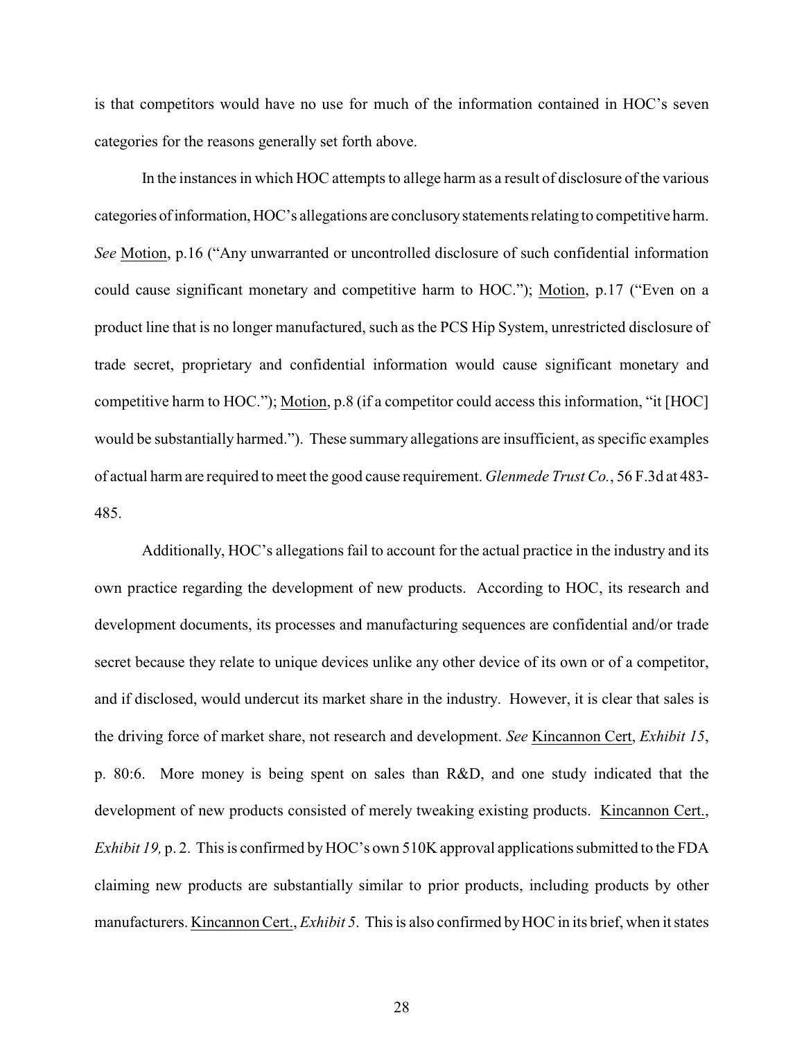is that competitors would have no use for much of the information contained in HOC's seven categories for the reasons generally set forth above.

In the instances in which HOC attempts to allege harm as a result of disclosure of the various categories of information, HOC's allegations are conclusory statements relating to competitive harm. *See* Motion, p.16 ("Any unwarranted or uncontrolled disclosure of such confidential information could cause significant monetary and competitive harm to HOC."); Motion, p.17 ("Even on a product line that is no longer manufactured, such as the PCS Hip System, unrestricted disclosure of trade secret, proprietary and confidential information would cause significant monetary and competitive harm to HOC."); Motion, p.8 (if a competitor could access this information, "it [HOC] would be substantially harmed."). These summary allegations are insufficient, as specific examples of actual harm are required to meet the good cause requirement. *Glenmede Trust Co.*, 56 F.3d at 483-485.

Additionally, HOC's allegations fail to account for the actual practice in the industry and its own practice regarding the development of new products. According to HOC, its research and development documents, its processes and manufacturing sequences are confidential and/or trade secret because they relate to unique devices unlike any other device of its own or of a competitor, and if disclosed, would undercut its market share in the industry. However, it is clear that sales is the driving force of market share, not research and development. *See* Kincannon Cert, *Exhibit 15*, p. 80:6. More money is being spent on sales than R&D, and one study indicated that the development of new products consisted of merely tweaking existing products. Kincannon Cert., *Exhibit 19,* p. 2. This is confirmed by HOC's own 510K approval applications submitted to the FDA claiming new products are substantially similar to prior products, including products by other manufacturers. Kincannon Cert., *Exhibit 5*. This is also confirmed by HOC in its brief, when it states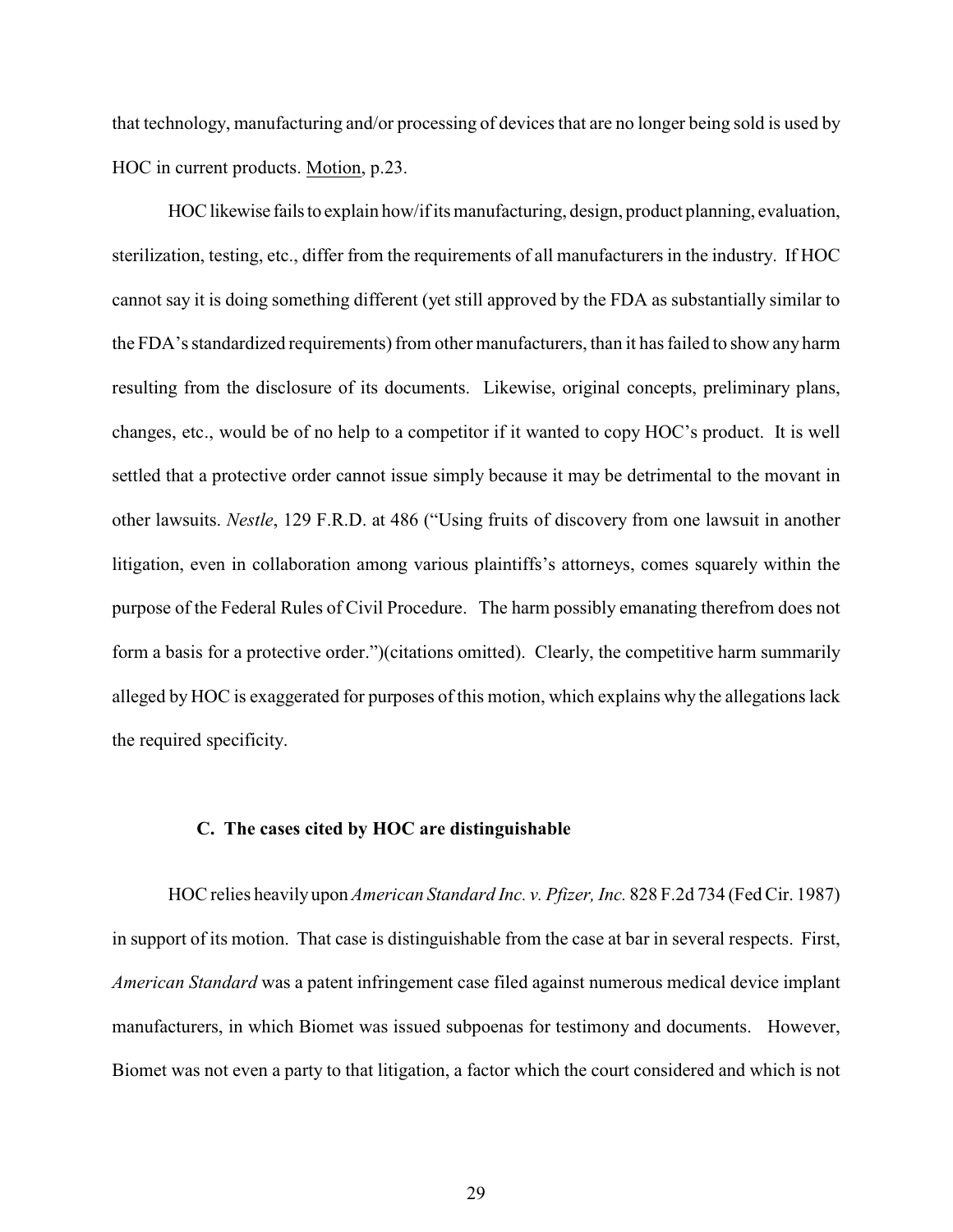that technology, manufacturing and/or processing of devices that are no longer being sold is used by HOC in current products. Motion, p.23.

HOC likewise fails to explain how/if its manufacturing, design, product planning, evaluation, sterilization, testing, etc., differ from the requirements of all manufacturers in the industry. If HOC cannot say it is doing something different (yet still approved by the FDA as substantially similar to the FDA's standardized requirements) from other manufacturers, than it has failed to show any harm resulting from the disclosure of its documents. Likewise, original concepts, preliminary plans, changes, etc., would be of no help to a competitor if it wanted to copy HOC's product. It is well settled that a protective order cannot issue simply because it may be detrimental to the movant in other lawsuits. *Nestle*, 129 F.R.D. at 486 ("Using fruits of discovery from one lawsuit in another litigation, even in collaboration among various plaintiffs's attorneys, comes squarely within the purpose of the Federal Rules of Civil Procedure. The harm possibly emanating therefrom does not form a basis for a protective order.")(citations omitted). Clearly, the competitive harm summarily alleged by HOC is exaggerated for purposes of this motion, which explains why the allegations lack the required specificity.

### C. The cases cited by HOC are distinguishable

HOC relies heavily upon *American Standard Inc. v. Pfizer, Inc.* 828 F.2d 734 (Fed Cir. 1987) in support of its motion. That case is distinguishable from the case at bar in several respects. First, *American Standard* was a patent infringement case filed against numerous medical device implant manufacturers, in which Biomet was issued subpoenas for testimony and documents. However, Biomet was not even a party to that litigation, a factor which the court considered and which is not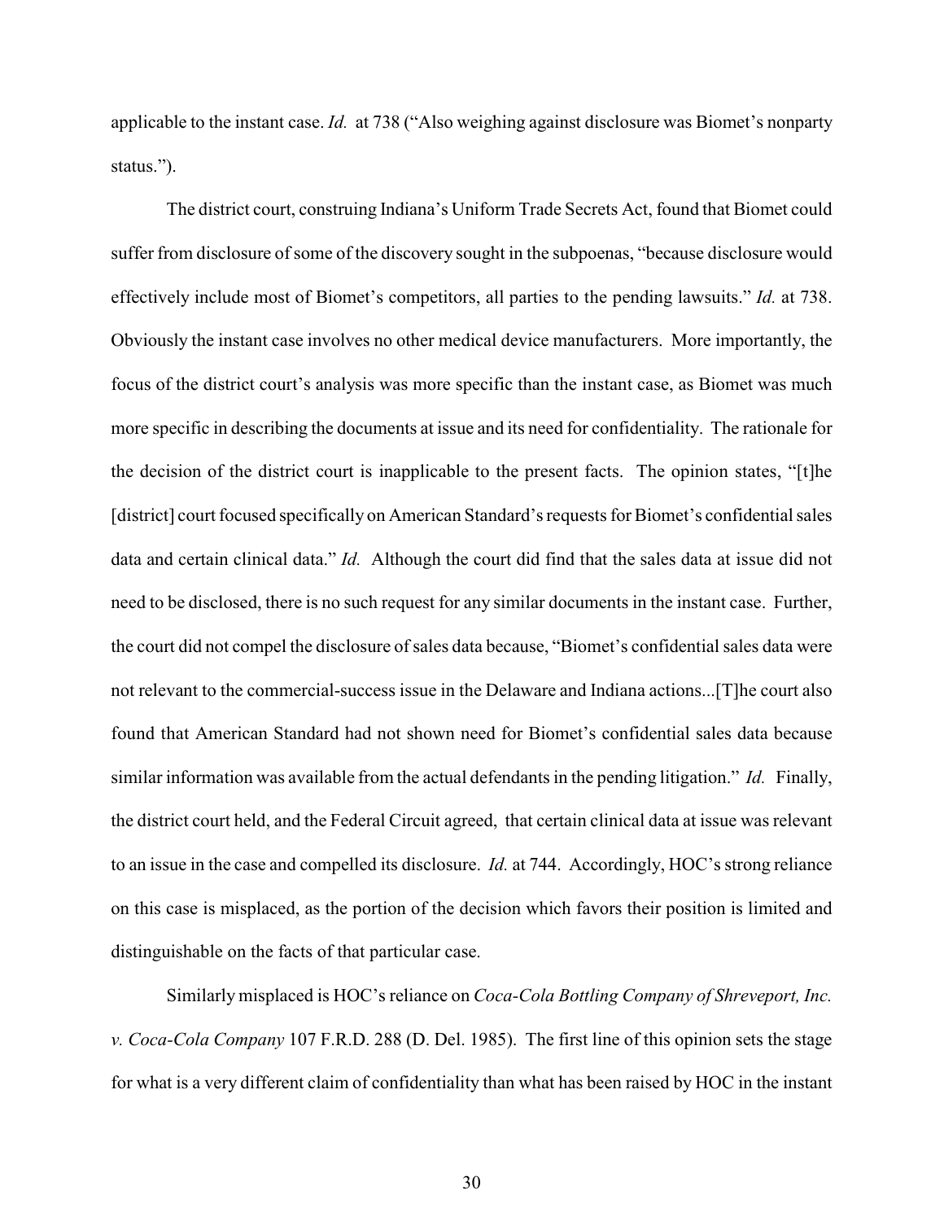applicable to the instant case. *Id.* at 738 ("Also weighing against disclosure was Biomet's nonparty status.").

The district court, construing Indiana's Uniform Trade Secrets Act, found that Biomet could suffer from disclosure of some of the discovery sought in the subpoenas, "because disclosure would effectively include most of Biomet's competitors, all parties to the pending lawsuits." *Id.* at 738. Obviously the instant case involves no other medical device manufacturers. More importantly, the focus of the district court's analysis was more specific than the instant case, as Biomet was much more specific in describing the documents at issue and its need for confidentiality. The rationale for the decision of the district court is inapplicable to the present facts. The opinion states, "[t]he [district] court focused specifically on American Standard's requests for Biomet's confidential sales data and certain clinical data." *Id.* Although the court did find that the sales data at issue did not need to be disclosed, there is no such request for any similar documents in the instant case. Further, the court did not compel the disclosure of sales data because, "Biomet's confidential sales data were not relevant to the commercial-success issue in the Delaware and Indiana actions...[T]he court also found that American Standard had not shown need for Biomet's confidential sales data because similar information was available from the actual defendants in the pending litigation." *Id.* Finally, the district court held, and the Federal Circuit agreed, that certain clinical data at issue was relevant to an issue in the case and compelled its disclosure. *Id.* at 744. Accordingly, HOC's strong reliance on this case is misplaced, as the portion of the decision which favors their position is limited and distinguishable on the facts of that particular case.

Similarly misplaced is HOC's reliance on *Coca-Cola Bottling Company of Shreveport, Inc. v. Coca-Cola Company* 107 F.R.D. 288 (D. Del. 1985). The first line of this opinion sets the stage for what is a very different claim of confidentiality than what has been raised by HOC in the instant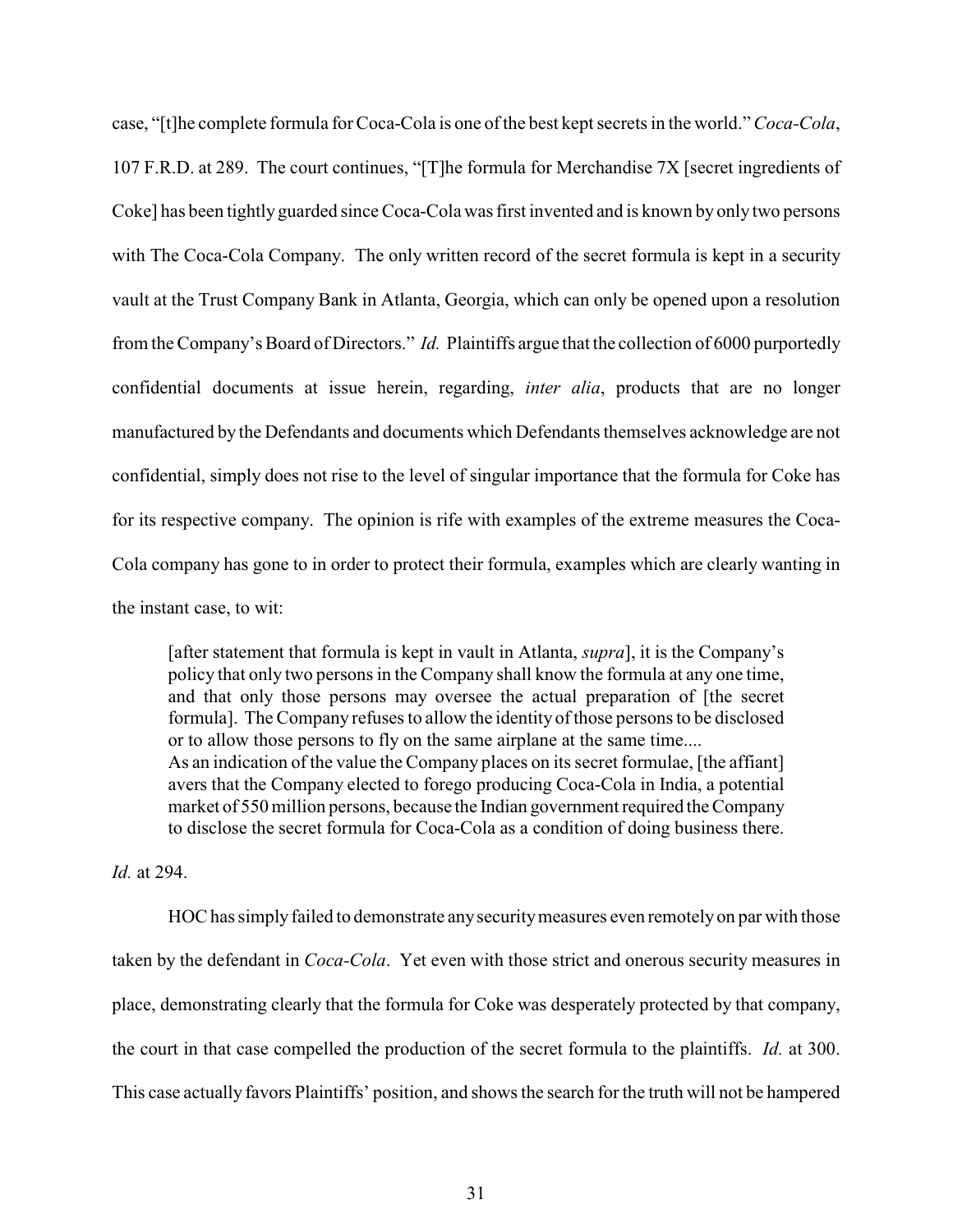case, "[t]he complete formula for Coca-Cola is one of the best kept secrets in the world." *Coca-Cola*, 107 F.R.D. at 289. The court continues, "[T]he formula for Merchandise 7X [secret ingredients of Coke] has been tightly guarded since Coca-Cola was first invented and is known by only two persons with The Coca-Cola Company. The only written record of the secret formula is kept in a security vault at the Trust Company Bank in Atlanta, Georgia, which can only be opened upon a resolution from the Company's Board of Directors." *Id.* Plaintiffs argue that the collection of 6000 purportedly confidential documents at issue herein, regarding, *inter alia*, products that are no longer manufactured by the Defendants and documents which Defendants themselves acknowledge are not confidential, simply does not rise to the level of singular importance that the formula for Coke has for its respective company. The opinion is rife with examples of the extreme measures the Coca-Cola company has gone to in order to protect their formula, examples which are clearly wanting in the instant case, to wit:

> [after statement that formula is kept in vault in Atlanta, *supra*], it is the Company's policy that only two persons in the Company shall know the formula at any one time, and that only those persons may oversee the actual preparation of [the secret formula]. The Company refuses to allow the identity of those persons to be disclosed or to allow those persons to fly on the same airplane at the same time....
> As an indication of the value the Company places on its secret formulae, [the affiant] avers that the Company elected to forego producing Coca-Cola in India, a potential market of 550 million persons, because the Indian government required the Company to disclose the secret formula for Coca-Cola as a condition of doing business there.

*Id.* at 294.

HOC has simply failed to demonstrate any security measures even remotely on par with those taken by the defendant in *Coca-Cola*. Yet even with those strict and onerous security measures in place, demonstrating clearly that the formula for Coke was desperately protected by that company, the court in that case compelled the production of the secret formula to the plaintiffs. *Id.* at 300. This case actually favors Plaintiffs' position, and shows the search for the truth will not be hampered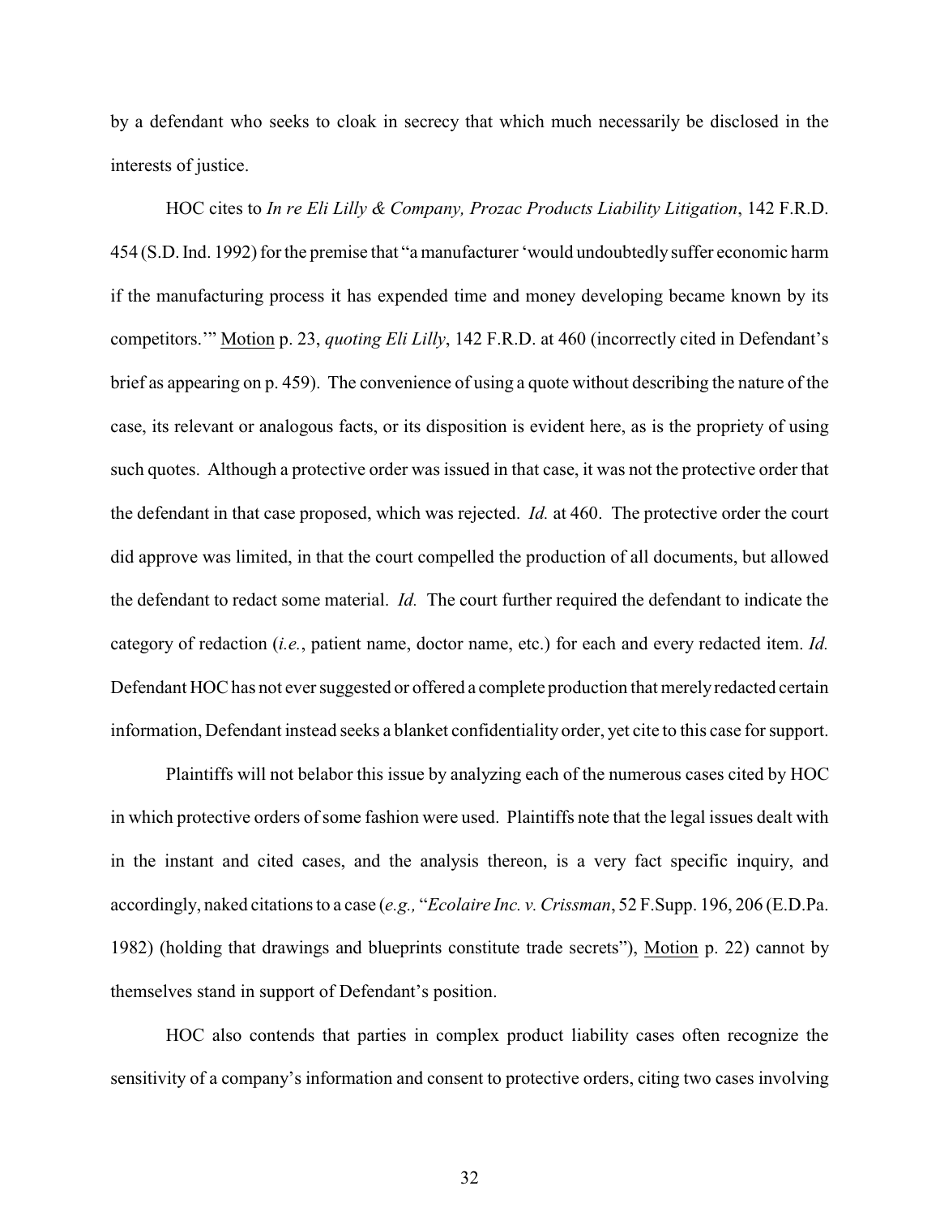by a defendant who seeks to cloak in secrecy that which much necessarily be disclosed in the interests of justice.

HOC cites to *In re Eli Lilly & Company, Prozac Products Liability Litigation*, 142 F.R.D. 454 (S.D. Ind. 1992) for the premise that "a manufacturer 'would undoubtedly suffer economic harm if the manufacturing process it has expended time and money developing became known by its competitors.'" Motion p. 23, *quoting Eli Lilly*, 142 F.R.D. at 460 (incorrectly cited in Defendant's brief as appearing on p. 459). The convenience of using a quote without describing the nature of the case, its relevant or analogous facts, or its disposition is evident here, as is the propriety of using such quotes. Although a protective order was issued in that case, it was not the protective order that the defendant in that case proposed, which was rejected. *Id.* at 460. The protective order the court did approve was limited, in that the court compelled the production of all documents, but allowed the defendant to redact some material. *Id.* The court further required the defendant to indicate the category of redaction (*i.e.*, patient name, doctor name, etc.) for each and every redacted item. *Id.* Defendant HOC has not ever suggested or offered a complete production that merely redacted certain information, Defendant instead seeks a blanket confidentiality order, yet cite to this case for support.

Plaintiffs will not belabor this issue by analyzing each of the numerous cases cited by HOC in which protective orders of some fashion were used. Plaintiffs note that the legal issues dealt with in the instant and cited cases, and the analysis thereon, is a very fact specific inquiry, and accordingly, naked citations to a case (*e.g.,* "*Ecolaire Inc. v. Crissman*, 52 F.Supp. 196, 206 (E.D.Pa. 1982) (holding that drawings and blueprints constitute trade secrets"), Motion p. 22) cannot by themselves stand in support of Defendant's position.

HOC also contends that parties in complex product liability cases often recognize the sensitivity of a company's information and consent to protective orders, citing two cases involving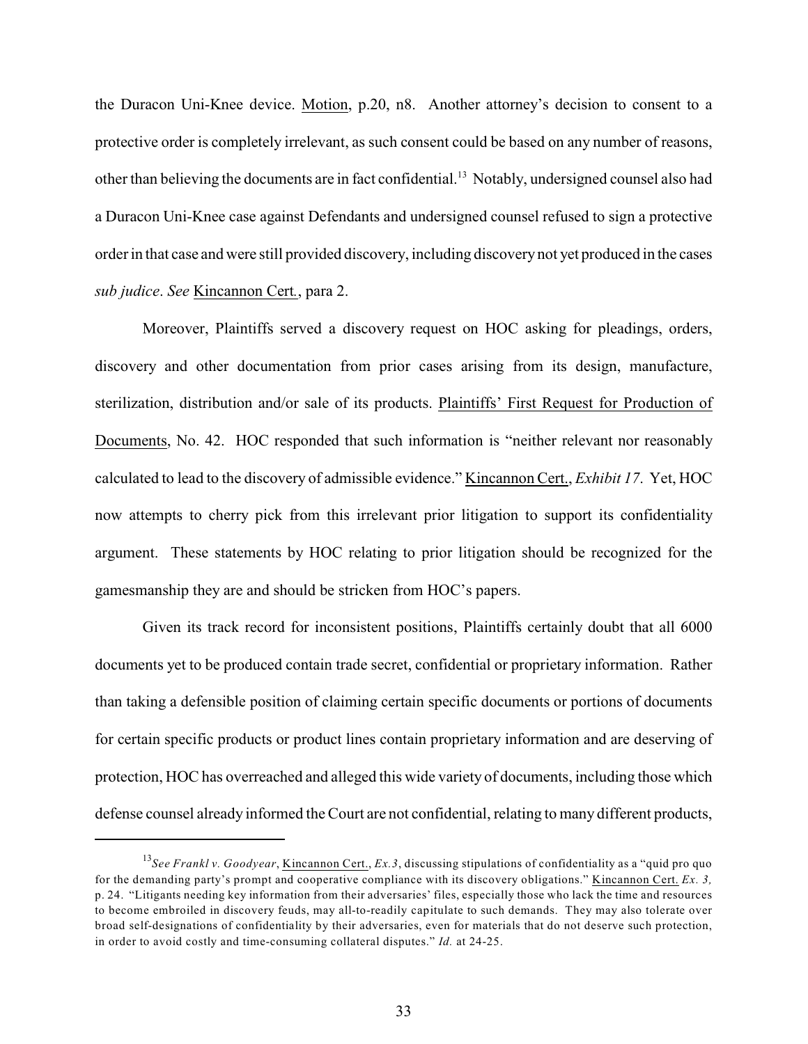the Duracon Uni-Knee device. Motion, p.20, n8. Another attorney's decision to consent to a protective order is completely irrelevant, as such consent could be based on any number of reasons, other than believing the documents are in fact confidential.[13] Notably, undersigned counsel also had a Duracon Uni-Knee case against Defendants and undersigned counsel refused to sign a protective order in that case and were still provided discovery, including discovery not yet produced in the cases *sub judice*. *See* Kincannon Cert., para 2.

Moreover, Plaintiffs served a discovery request on HOC asking for pleadings, orders, discovery and other documentation from prior cases arising from its design, manufacture, sterilization, distribution and/or sale of its products. Plaintiffs' First Request for Production of Documents, No. 42. HOC responded that such information is "neither relevant nor reasonably calculated to lead to the discovery of admissible evidence." Kincannon Cert., *Exhibit 17*. Yet, HOC now attempts to cherry pick from this irrelevant prior litigation to support its confidentiality argument. These statements by HOC relating to prior litigation should be recognized for the gamesmanship they are and should be stricken from HOC's papers.

Given its track record for inconsistent positions, Plaintiffs certainly doubt that all 6000 documents yet to be produced contain trade secret, confidential or proprietary information. Rather than taking a defensible position of claiming certain specific documents or portions of documents for certain specific products or product lines contain proprietary information and are deserving of protection, HOC has overreached and alleged this wide variety of documents, including those which defense counsel already informed the Court are not confidential, relating to many different products,

---

[13] *See Frankl v. Goodyear*, Kincannon Cert., *Ex.3*, discussing stipulations of confidentiality as a "quid pro quo for the demanding party's prompt and cooperative compliance with its discovery obligations." Kincannon Cert. *Ex. 3,* p. 24. "Litigants needing key information from their adversaries' files, especially those who lack the time and resources to become embroiled in discovery feuds, may all-to-readily capitulate to such demands. They may also tolerate over broad self-designations of confidentiality by their adversaries, even for materials that do not deserve such protection, in order to avoid costly and time-consuming collateral disputes." *Id.* at 24-25.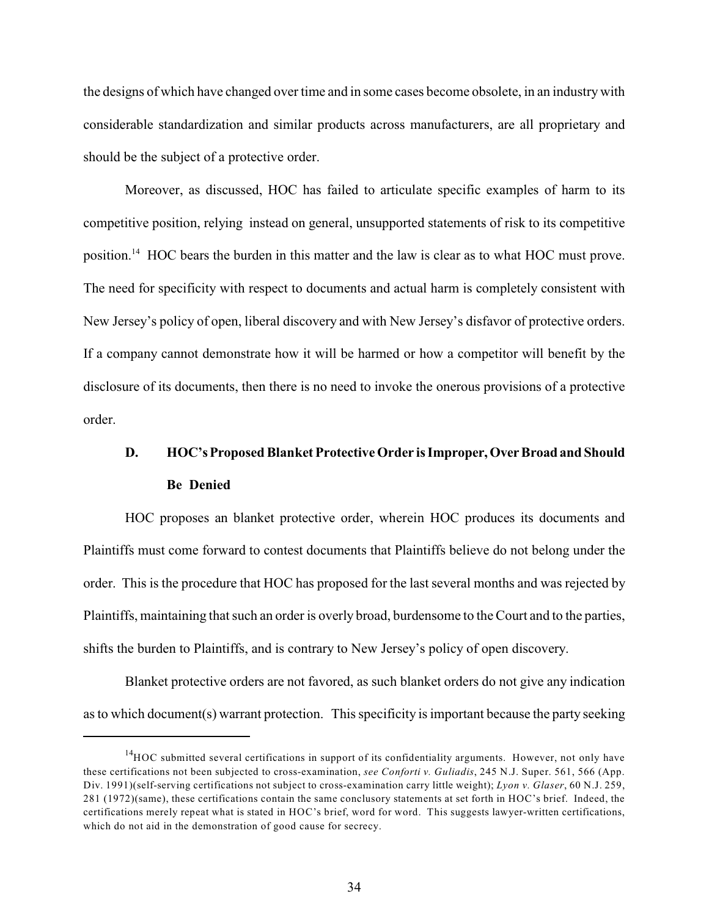the designs of which have changed over time and in some cases become obsolete, in an industry with considerable standardization and similar products across manufacturers, are all proprietary and should be the subject of a protective order.

Moreover, as discussed, HOC has failed to articulate specific examples of harm to its competitive position, relying instead on general, unsupported statements of risk to its competitive position.[14] HOC bears the burden in this matter and the law is clear as to what HOC must prove. The need for specificity with respect to documents and actual harm is completely consistent with New Jersey's policy of open, liberal discovery and with New Jersey's disfavor of protective orders. If a company cannot demonstrate how it will be harmed or how a competitor will benefit by the disclosure of its documents, then there is no need to invoke the onerous provisions of a protective order.

### D. HOC's Proposed Blanket Protective Order is Improper, Over Broad and Should Be Denied

HOC proposes an blanket protective order, wherein HOC produces its documents and Plaintiffs must come forward to contest documents that Plaintiffs believe do not belong under the order. This is the procedure that HOC has proposed for the last several months and was rejected by Plaintiffs, maintaining that such an order is overly broad, burdensome to the Court and to the parties, shifts the burden to Plaintiffs, and is contrary to New Jersey's policy of open discovery.

Blanket protective orders are not favored, as such blanket orders do not give any indication as to which document(s) warrant protection. This specificity is important because the party seeking

---

[14] HOC submitted several certifications in support of its confidentiality arguments. However, not only have these certifications not been subjected to cross-examination, *see Conforti v. Guliadis*, 245 N.J. Super. 561, 566 (App. Div. 1991)(self-serving certifications not subject to cross-examination carry little weight); *Lyon v. Glaser*, 60 N.J. 259, 281 (1972)(same), these certifications contain the same conclusory statements at set forth in HOC's brief. Indeed, the certifications merely repeat what is stated in HOC's brief, word for word. This suggests lawyer-written certifications, which do not aid in the demonstration of good cause for secrecy.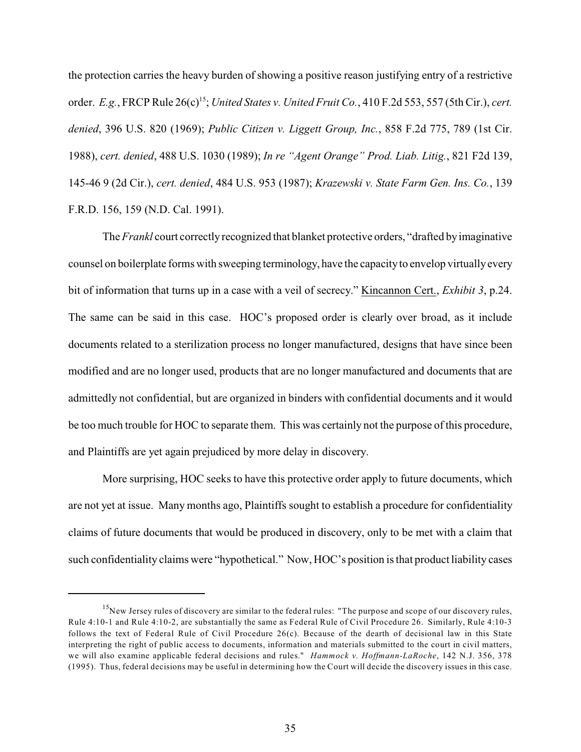the protection carries the heavy burden of showing a positive reason justifying entry of a restrictive order. *E.g.*, FRCP Rule 26(c)[15]; *United States v. United Fruit Co.*, 410 F.2d 553, 557 (5th Cir.), *cert. denied*, 396 U.S. 820 (1969); *Public Citizen v. Liggett Group, Inc.*, 858 F.2d 775, 789 (1st Cir. 1988), *cert. denied*, 488 U.S. 1030 (1989); *In re "Agent Orange" Prod. Liab. Litig.*, 821 F2d 139, 145-46 9 (2d Cir.), *cert. denied*, 484 U.S. 953 (1987); *Krazewski v. State Farm Gen. Ins. Co.*, 139 F.R.D. 156, 159 (N.D. Cal. 1991).

The *Frankl* court correctly recognized that blanket protective orders, "drafted by imaginative counsel on boilerplate forms with sweeping terminology, have the capacity to envelop virtually every bit of information that turns up in a case with a veil of secrecy." Kincannon Cert., *Exhibit 3*, p.24. The same can be said in this case. HOC's proposed order is clearly over broad, as it include documents related to a sterilization process no longer manufactured, designs that have since been modified and are no longer used, products that are no longer manufactured and documents that are admittedly not confidential, but are organized in binders with confidential documents and it would be too much trouble for HOC to separate them. This was certainly not the purpose of this procedure, and Plaintiffs are yet again prejudiced by more delay in discovery.

More surprising, HOC seeks to have this protective order apply to future documents, which are not yet at issue. Many months ago, Plaintiffs sought to establish a procedure for confidentiality claims of future documents that would be produced in discovery, only to be met with a claim that such confidentiality claims were "hypothetical." Now, HOC's position is that product liability cases

---

[15] New Jersey rules of discovery are similar to the federal rules: "The purpose and scope of our discovery rules, Rule 4:10-1 and Rule 4:10-2, are substantially the same as Federal Rule of Civil Procedure 26. Similarly, Rule 4:10-3 follows the text of Federal Rule of Civil Procedure 26(c). Because of the dearth of decisional law in this State interpreting the right of public access to documents, information and materials submitted to the court in civil matters, we will also examine applicable federal decisions and rules." *Hammock v. Hoffmann-LaRoche*, 142 N.J. 356, 378 (1995). Thus, federal decisions may be useful in determining how the Court will decide the discovery issues in this case.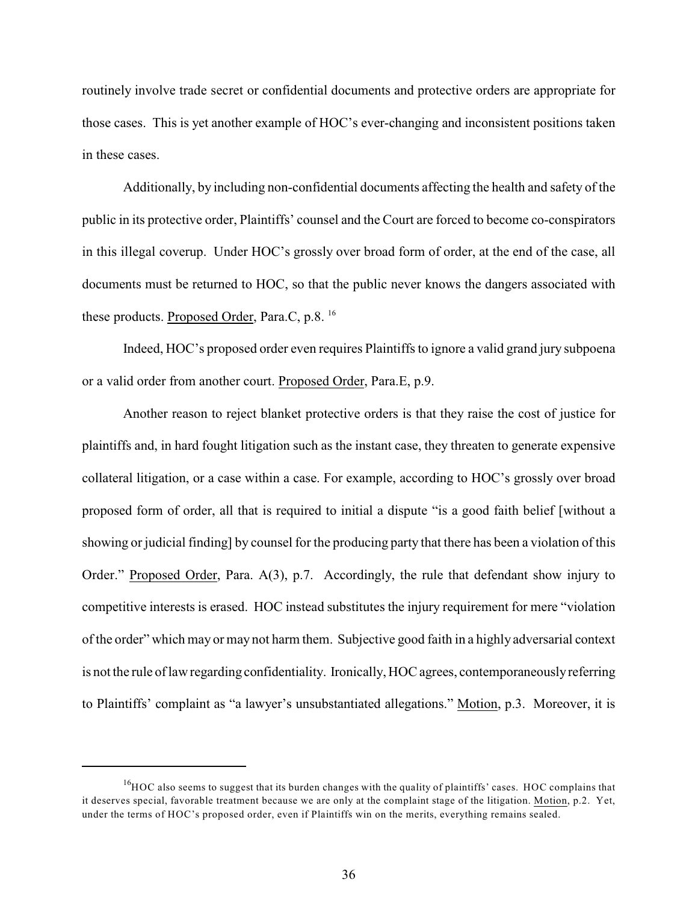routinely involve trade secret or confidential documents and protective orders are appropriate for those cases. This is yet another example of HOC's ever-changing and inconsistent positions taken in these cases.

Additionally, by including non-confidential documents affecting the health and safety of the public in its protective order, Plaintiffs' counsel and the Court are forced to become co-conspirators in this illegal coverup. Under HOC's grossly over broad form of order, at the end of the case, all documents must be returned to HOC, so that the public never knows the dangers associated with these products. Proposed Order, Para.C, p.8. [16]

Indeed, HOC's proposed order even requires Plaintiffs to ignore a valid grand jury subpoena or a valid order from another court. Proposed Order, Para.E, p.9.

Another reason to reject blanket protective orders is that they raise the cost of justice for plaintiffs and, in hard fought litigation such as the instant case, they threaten to generate expensive collateral litigation, or a case within a case. For example, according to HOC's grossly over broad proposed form of order, all that is required to initial a dispute "is a good faith belief [without a showing or judicial finding] by counsel for the producing party that there has been a violation of this Order." Proposed Order, Para. A(3), p.7. Accordingly, the rule that defendant show injury to competitive interests is erased. HOC instead substitutes the injury requirement for mere "violation of the order" which may or may not harm them. Subjective good faith in a highly adversarial context is not the rule of law regarding confidentiality. Ironically, HOC agrees, contemporaneously referring to Plaintiffs' complaint as "a lawyer's unsubstantiated allegations." Motion, p.3. Moreover, it is

[16] HOC also seems to suggest that its burden changes with the quality of plaintiffs' cases. HOC complains that it deserves special, favorable treatment because we are only at the complaint stage of the litigation. Motion, p.2. Yet, under the terms of HOC's proposed order, even if Plaintiffs win on the merits, everything remains sealed.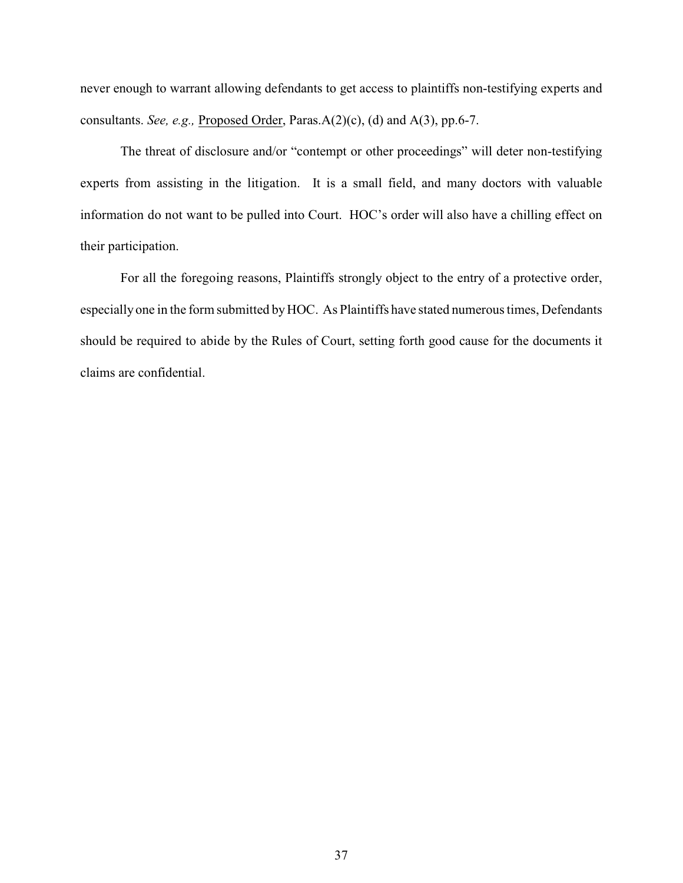never enough to warrant allowing defendants to get access to plaintiffs non-testifying experts and consultants. *See, e.g.,* <u>Proposed Order</u>, Paras.A(2)(c), (d) and A(3), pp.6-7.

The threat of disclosure and/or "contempt or other proceedings" will deter non-testifying experts from assisting in the litigation. It is a small field, and many doctors with valuable information do not want to be pulled into Court. HOC's order will also have a chilling effect on their participation.

For all the foregoing reasons, Plaintiffs strongly object to the entry of a protective order, especially one in the form submitted by HOC. As Plaintiffs have stated numerous times, Defendants should be required to abide by the Rules of Court, setting forth good cause for the documents it claims are confidential.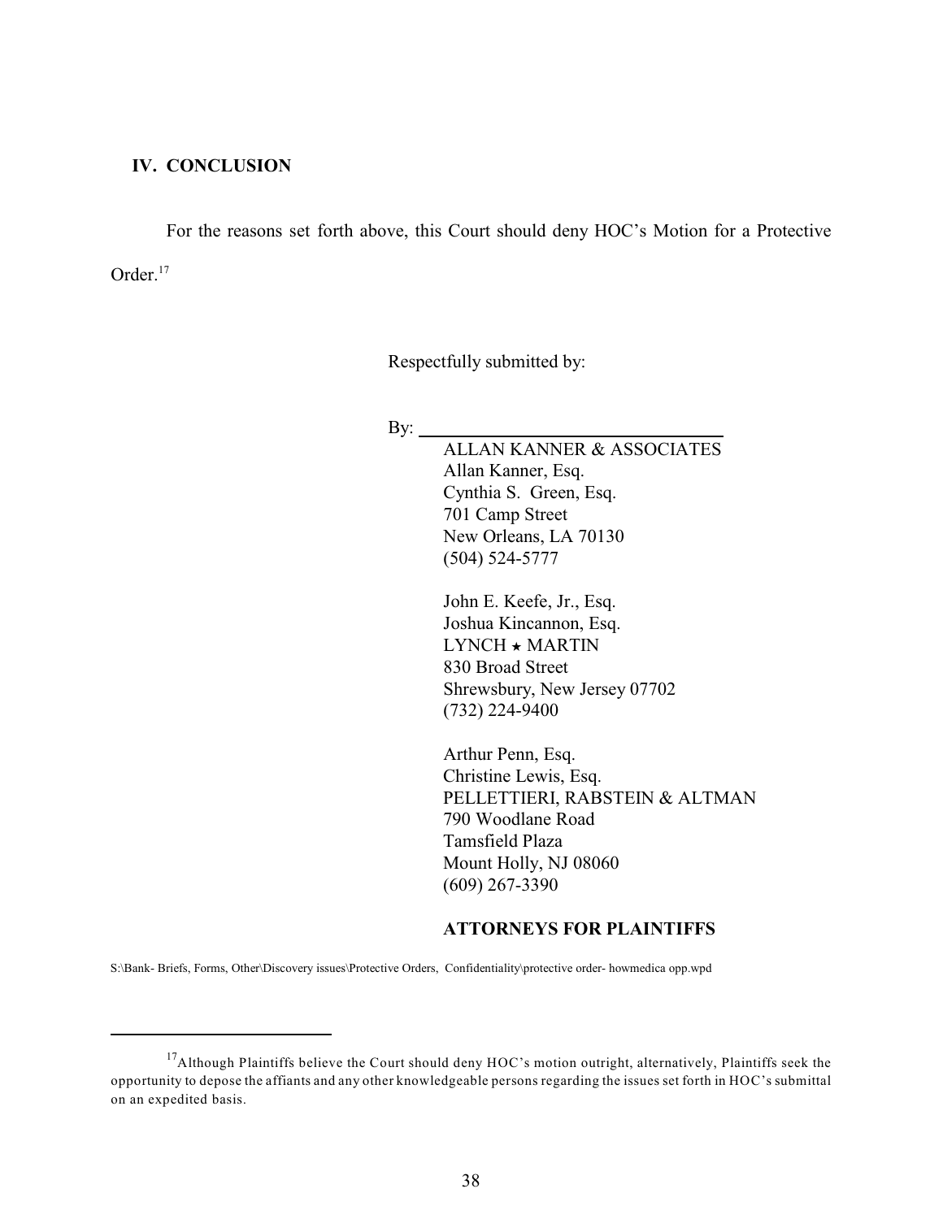## IV. CONCLUSION

For the reasons set forth above, this Court should deny HOC's Motion for a Protective Order.[17]

Respectfully submitted by:

By: ______________________________

ALLAN KANNER & ASSOCIATES
Allan Kanner, Esq.
Cynthia S. Green, Esq.
701 Camp Street
New Orleans, LA 70130
(504) 524-5777

John E. Keefe, Jr., Esq.
Joshua Kincannon, Esq.
LYNCH ★ MARTIN
830 Broad Street
Shrewsbury, New Jersey 07702
(732) 224-9400

Arthur Penn, Esq.
Christine Lewis, Esq.
PELLETTIERI, RABSTEIN & ALTMAN
790 Woodlane Road
Tamsfield Plaza
Mount Holly, NJ 08060
(609) 267-3390

**ATTORNEYS FOR PLAINTIFFS**

S:\Bank- Briefs, Forms, Other\Discovery issues\Protective Orders, Confidentiality\protective order- howmedica opp.wpd

---

[17] Although Plaintiffs believe the Court should deny HOC's motion outright, alternatively, Plaintiffs seek the opportunity to depose the affiants and any other knowledgeable persons regarding the issues set forth in HOC's submittal on an expedited basis.